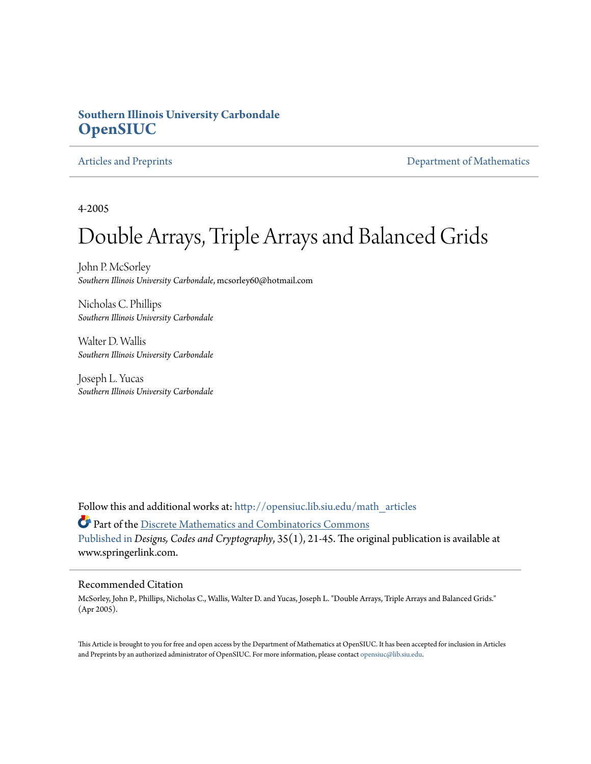**Southern Illinois University Carbondale**
**OpenSIUC**

Articles and Preprints | Department of Mathematics

4-2005

# Double Arrays, Triple Arrays and Balanced Grids

John P. McSorley
*Southern Illinois University Carbondale*, mcsorley60@hotmail.com

Nicholas C. Phillips
*Southern Illinois University Carbondale*

Walter D. Wallis
*Southern Illinois University Carbondale*

Joseph L. Yucas
*Southern Illinois University Carbondale*

Follow this and additional works at: http://opensiuc.lib.siu.edu/math_articles

Part of the Discrete Mathematics and Combinatorics Commons

Published in *Designs, Codes and Cryptography*, 35(1), 21-45. The original publication is available at www.springerlink.com.

## Recommended Citation

McSorley, John P., Phillips, Nicholas C., Wallis, Walter D. and Yucas, Joseph L. "Double Arrays, Triple Arrays and Balanced Grids." (Apr 2005).

This Article is brought to you for free and open access by the Department of Mathematics at OpenSIUC. It has been accepted for inclusion in Articles and Preprints by an authorized administrator of OpenSIUC. For more information, please contact opensiuc@lib.siu.edu.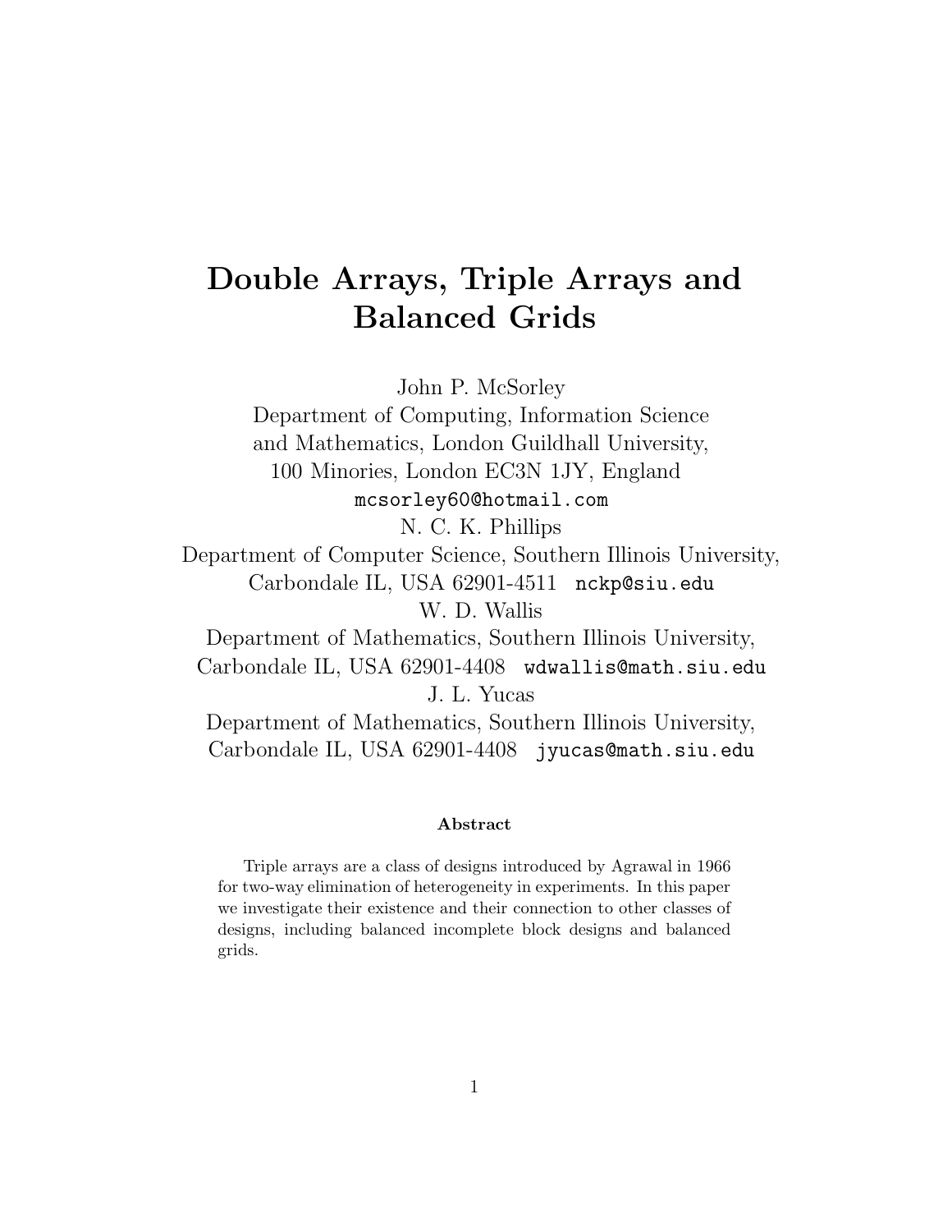# Double Arrays, Triple Arrays and Balanced Grids

John P. McSorley
Department of Computing, Information Science and Mathematics, London Guildhall University,
100 Minories, London EC3N 1JY, England
`mcsorley60@hotmail.com`

N. C. K. Phillips
Department of Computer Science, Southern Illinois University,
Carbondale IL, USA 62901-4511 `nckp@siu.edu`

W. D. Wallis
Department of Mathematics, Southern Illinois University,
Carbondale IL, USA 62901-4408 `wdwallis@math.siu.edu`

J. L. Yucas
Department of Mathematics, Southern Illinois University,
Carbondale IL, USA 62901-4408 `jyucas@math.siu.edu`

**Abstract**

Triple arrays are a class of designs introduced by Agrawal in 1966 for two-way elimination of heterogeneity in experiments. In this paper we investigate their existence and their connection to other classes of designs, including balanced incomplete block designs and balanced grids.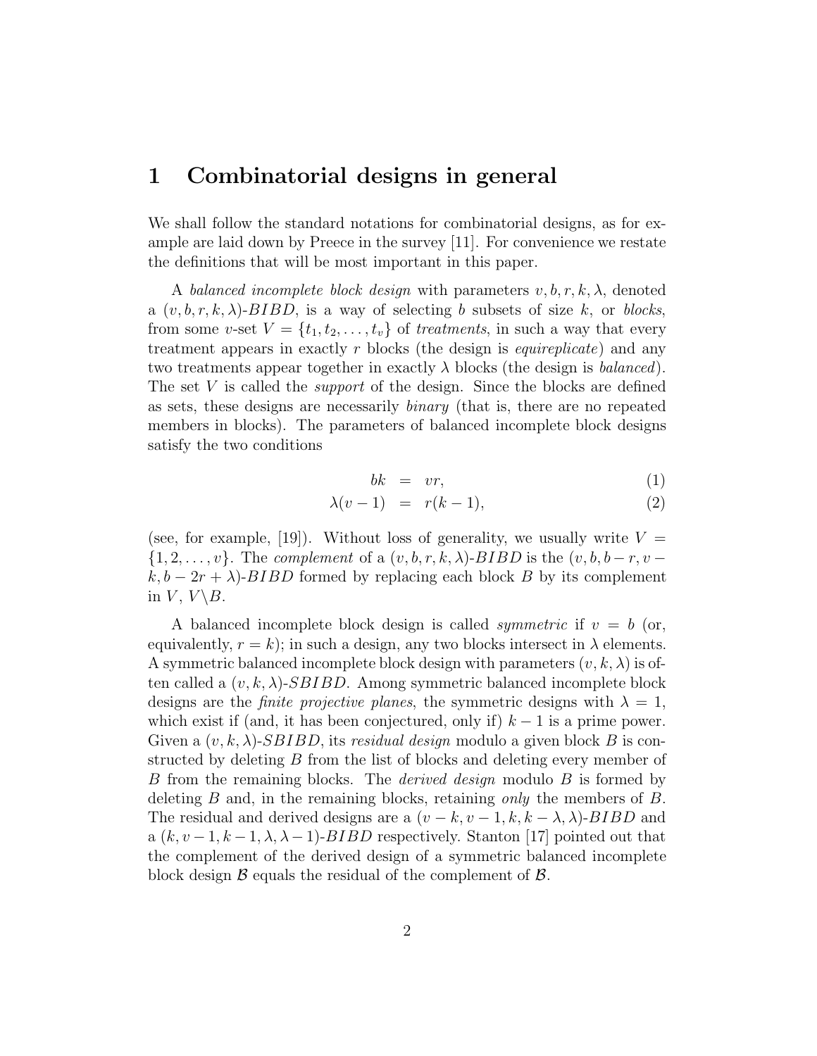# 1 Combinatorial designs in general

We shall follow the standard notations for combinatorial designs, as for example are laid down by Preece in the survey [11]. For convenience we restate the definitions that will be most important in this paper.

A *balanced incomplete block design* with parameters $v, b, r, k, \lambda$, denoted a $(v, b, r, k, \lambda)$-$BIBD$, is a way of selecting $b$ subsets of size $k$, or *blocks*, from some $v$-set $V = \{t_1, t_2, \ldots, t_v\}$ of *treatments*, in such a way that every treatment appears in exactly $r$ blocks (the design is *equireplicate*) and any two treatments appear together in exactly $\lambda$ blocks (the design is *balanced*). The set $V$ is called the *support* of the design. Since the blocks are defined as sets, these designs are necessarily *binary* (that is, there are no repeated members in blocks). The parameters of balanced incomplete block designs satisfy the two conditions

$$bk = vr, \tag{1}$$
$$\lambda(v-1) = r(k-1), \tag{2}$$

(see, for example, [19]). Without loss of generality, we usually write $V = \{1, 2, \ldots, v\}$. The *complement* of a $(v, b, r, k, \lambda)$-$BIBD$ is the $(v, b, b-r, v-k, b-2r+\lambda)$-$BIBD$ formed by replacing each block $B$ by its complement in $V$, $V \backslash B$.

A balanced incomplete block design is called *symmetric* if $v = b$ (or, equivalently, $r = k$); in such a design, any two blocks intersect in $\lambda$ elements. A symmetric balanced incomplete block design with parameters $(v, k, \lambda)$ is often called a $(v, k, \lambda)$-$SBIBD$. Among symmetric balanced incomplete block designs are the *finite projective planes*, the symmetric designs with $\lambda = 1$, which exist if (and, it has been conjectured, only if) $k - 1$ is a prime power. Given a $(v, k, \lambda)$-$SBIBD$, its *residual design* modulo a given block $B$ is constructed by deleting $B$ from the list of blocks and deleting every member of $B$ from the remaining blocks. The *derived design* modulo $B$ is formed by deleting $B$ and, in the remaining blocks, retaining *only* the members of $B$. The residual and derived designs are a $(v-k, v-1, k, k-\lambda, \lambda)$-$BIBD$ and a $(k, v-1, k-1, \lambda, \lambda-1)$-$BIBD$ respectively. Stanton [17] pointed out that the complement of the derived design of a symmetric balanced incomplete block design $\mathcal{B}$ equals the residual of the complement of $\mathcal{B}$.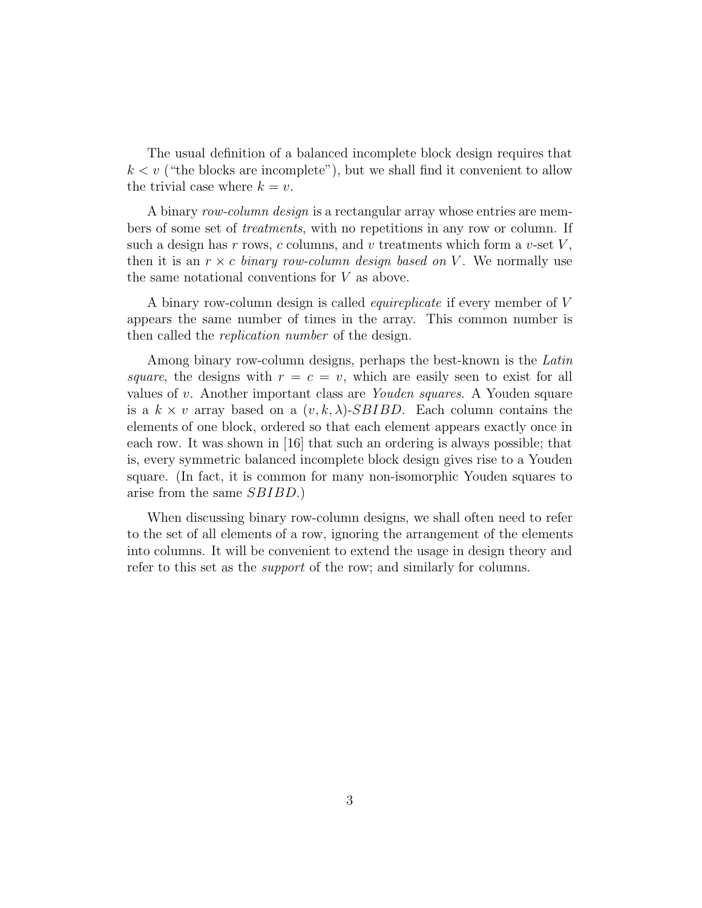The usual definition of a balanced incomplete block design requires that $k < v$ ("the blocks are incomplete"), but we shall find it convenient to allow the trivial case where $k = v$.

A binary *row-column design* is a rectangular array whose entries are members of some set of *treatments*, with no repetitions in any row or column. If such a design has $r$ rows, $c$ columns, and $v$ treatments which form a $v$-set $V$, then it is an $r \times c$ *binary row-column design based on* $V$. We normally use the same notational conventions for $V$ as above.

A binary row-column design is called *equireplicate* if every member of $V$ appears the same number of times in the array. This common number is then called the *replication number* of the design.

Among binary row-column designs, perhaps the best-known is the *Latin square*, the designs with $r = c = v$, which are easily seen to exist for all values of $v$. Another important class are *Youden squares*. A Youden square is a $k \times v$ array based on a $(v, k, \lambda)$-$SBIBD$. Each column contains the elements of one block, ordered so that each element appears exactly once in each row. It was shown in [16] that such an ordering is always possible; that is, every symmetric balanced incomplete block design gives rise to a Youden square. (In fact, it is common for many non-isomorphic Youden squares to arise from the same $SBIBD$.)

When discussing binary row-column designs, we shall often need to refer to the set of all elements of a row, ignoring the arrangement of the elements into columns. It will be convenient to extend the usage in design theory and refer to this set as the *support* of the row; and similarly for columns.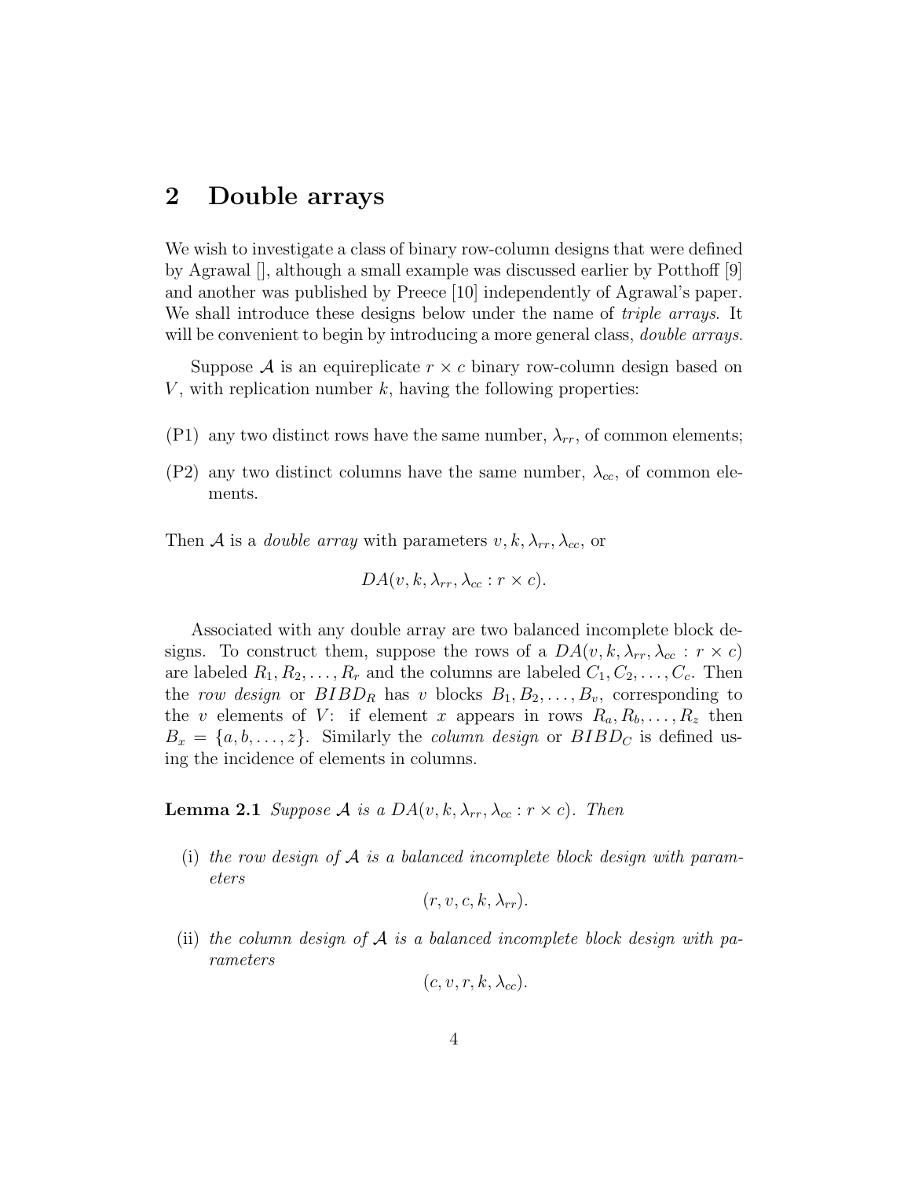## 2 Double arrays

We wish to investigate a class of binary row-column designs that were defined by Agrawal [], although a small example was discussed earlier by Potthoff [9] and another was published by Preece [10] independently of Agrawal's paper. We shall introduce these designs below under the name of *triple arrays*. It will be convenient to begin by introducing a more general class, *double arrays*.

Suppose $\mathcal{A}$ is an equireplicate $r \times c$ binary row-column design based on $V$, with replication number $k$, having the following properties:

(P1) any two distinct rows have the same number, $\lambda_{rr}$, of common elements;

(P2) any two distinct columns have the same number, $\lambda_{cc}$, of common elements.

Then $\mathcal{A}$ is a *double array* with parameters $v, k, \lambda_{rr}, \lambda_{cc}$, or

$$DA(v, k, \lambda_{rr}, \lambda_{cc} : r \times c).$$

Associated with any double array are two balanced incomplete block designs. To construct them, suppose the rows of a $DA(v, k, \lambda_{rr}, \lambda_{cc} : r \times c)$ are labeled $R_1, R_2, \ldots, R_r$ and the columns are labeled $C_1, C_2, \ldots, C_c$. Then the *row design* or $BIBD_R$ has $v$ blocks $B_1, B_2, \ldots, B_v$, corresponding to the $v$ elements of $V$: if element $x$ appears in rows $R_a, R_b, \ldots, R_z$ then $B_x = \{a, b, \ldots, z\}$. Similarly the *column design* or $BIBD_C$ is defined using the incidence of elements in columns.

**Lemma 2.1** *Suppose $\mathcal{A}$ is a $DA(v, k, \lambda_{rr}, \lambda_{cc} : r \times c)$. Then*

(i) *the row design of $\mathcal{A}$ is a balanced incomplete block design with parameters*

$$(r, v, c, k, \lambda_{rr}).$$

(ii) *the column design of $\mathcal{A}$ is a balanced incomplete block design with parameters*

$$(c, v, r, k, \lambda_{cc}).$$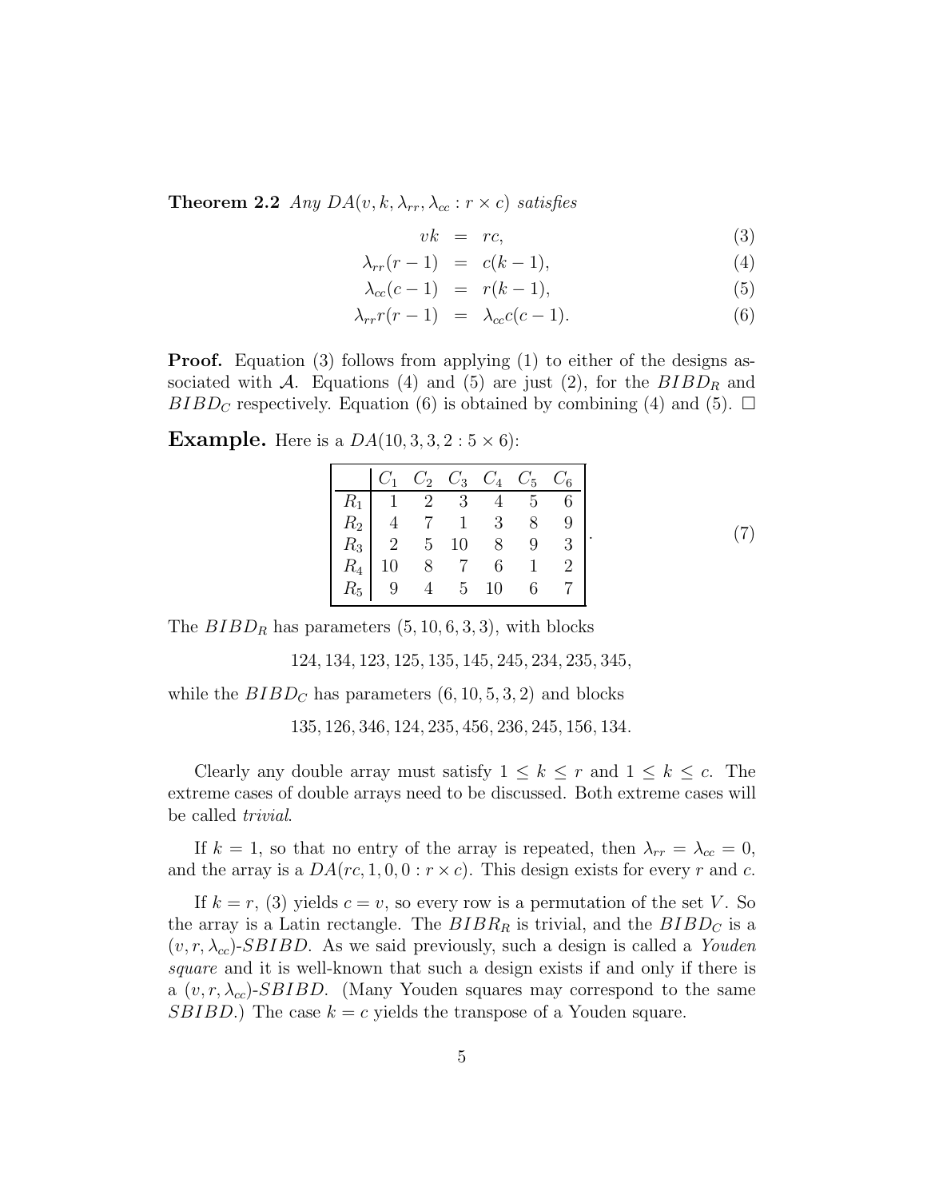**Theorem 2.2** *Any $DA(v, k, \lambda_{rr}, \lambda_{cc} : r \times c)$ satisfies*

$$
\begin{aligned}
vk &= rc, &(3)\\
\lambda_{rr}(r-1) &= c(k-1), &(4)\\
\lambda_{cc}(c-1) &= r(k-1), &(5)\\
\lambda_{rr}r(r-1) &= \lambda_{cc}c(c-1). &(6)
\end{aligned}
$$

**Proof.** Equation (3) follows from applying (1) to either of the designs associated with $\mathcal{A}$. Equations (4) and (5) are just (2), for the $BIBD_R$ and $BIBD_C$ respectively. Equation (6) is obtained by combining (4) and (5). □

**Example.** Here is a $DA(10, 3, 3, 2 : 5 \times 6)$:

|  | $C_1$ | $C_2$ | $C_3$ | $C_4$ | $C_5$ | $C_6$ |
|---|---|---|---|---|---|---|
| $R_1$ | 1 | 2 | 3 | 4 | 5 | 6 |
| $R_2$ | 4 | 7 | 1 | 3 | 8 | 9 |
| $R_3$ | 2 | 5 | 10 | 8 | 9 | 3 |
| $R_4$ | 10 | 8 | 7 | 6 | 1 | 2 |
| $R_5$ | 9 | 4 | 5 | 10 | 6 | 7 |

(7)

The $BIBD_R$ has parameters $(5, 10, 6, 3, 3)$, with blocks

124, 134, 123, 125, 135, 145, 245, 234, 235, 345,

while the $BIBD_C$ has parameters $(6, 10, 5, 3, 2)$ and blocks

135, 126, 346, 124, 235, 456, 236, 245, 156, 134.

Clearly any double array must satisfy $1 \leq k \leq r$ and $1 \leq k \leq c$. The extreme cases of double arrays need to be discussed. Both extreme cases will be called *trivial*.

If $k = 1$, so that no entry of the array is repeated, then $\lambda_{rr} = \lambda_{cc} = 0$, and the array is a $DA(rc, 1, 0, 0 : r \times c)$. This design exists for every $r$ and $c$.

If $k = r$, (3) yields $c = v$, so every row is a permutation of the set $V$. So the array is a Latin rectangle. The $BIBR_R$ is trivial, and the $BIBD_C$ is a $(v, r, \lambda_{cc})$-$SBIBD$. As we said previously, such a design is called a *Youden square* and it is well-known that such a design exists if and only if there is a $(v, r, \lambda_{cc})$-$SBIBD$. (Many Youden squares may correspond to the same $SBIBD$.) The case $k = c$ yields the transpose of a Youden square.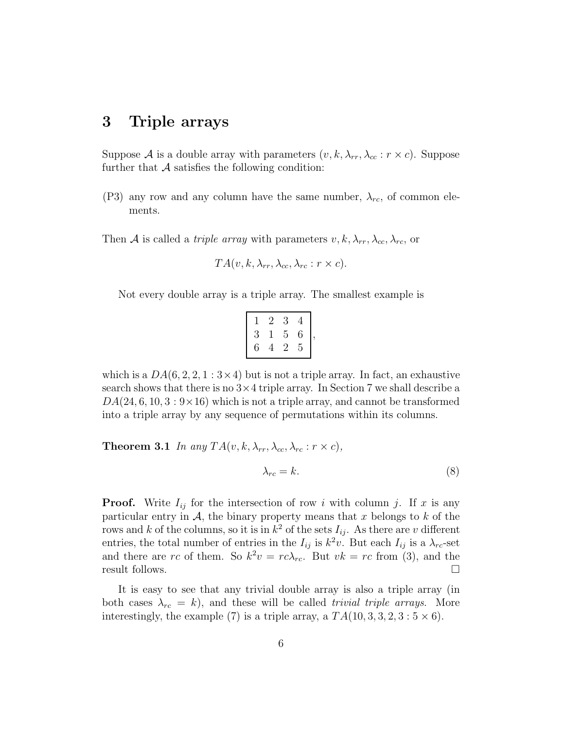## 3 Triple arrays

Suppose $\mathcal{A}$ is a double array with parameters $(v, k, \lambda_{rr}, \lambda_{cc} : r \times c)$. Suppose further that $\mathcal{A}$ satisfies the following condition:

(P3) any row and any column have the same number, $\lambda_{rc}$, of common elements.

Then $\mathcal{A}$ is called a *triple array* with parameters $v, k, \lambda_{rr}, \lambda_{cc}, \lambda_{rc}$, or

$$TA(v, k, \lambda_{rr}, \lambda_{cc}, \lambda_{rc} : r \times c).$$

Not every double array is a triple array. The smallest example is

$$\begin{array}{|cccc|} 1 & 2 & 3 & 4 \\ 3 & 1 & 5 & 6 \\ 6 & 4 & 2 & 5 \end{array},$$

which is a $DA(6, 2, 2, 1 : 3 \times 4)$ but is not a triple array. In fact, an exhaustive search shows that there is no $3 \times 4$ triple array. In Section 7 we shall describe a $DA(24, 6, 10, 3 : 9 \times 16)$ which is not a triple array, and cannot be transformed into a triple array by any sequence of permutations within its columns.

**Theorem 3.1** *In any $TA(v, k, \lambda_{rr}, \lambda_{cc}, \lambda_{rc} : r \times c)$,*

$$\lambda_{rc} = k. \tag{8}$$

**Proof.** Write $I_{ij}$ for the intersection of row $i$ with column $j$. If $x$ is any particular entry in $\mathcal{A}$, the binary property means that $x$ belongs to $k$ of the rows and $k$ of the columns, so it is in $k^2$ of the sets $I_{ij}$. As there are $v$ different entries, the total number of entries in the $I_{ij}$ is $k^2 v$. But each $I_{ij}$ is a $\lambda_{rc}$-set and there are $rc$ of them. So $k^2 v = rc\lambda_{rc}$. But $vk = rc$ from (3), and the result follows. □

It is easy to see that any trivial double array is also a triple array (in both cases $\lambda_{rc} = k$), and these will be called *trivial triple arrays*. More interestingly, the example (7) is a triple array, a $TA(10, 3, 3, 2, 3 : 5 \times 6)$.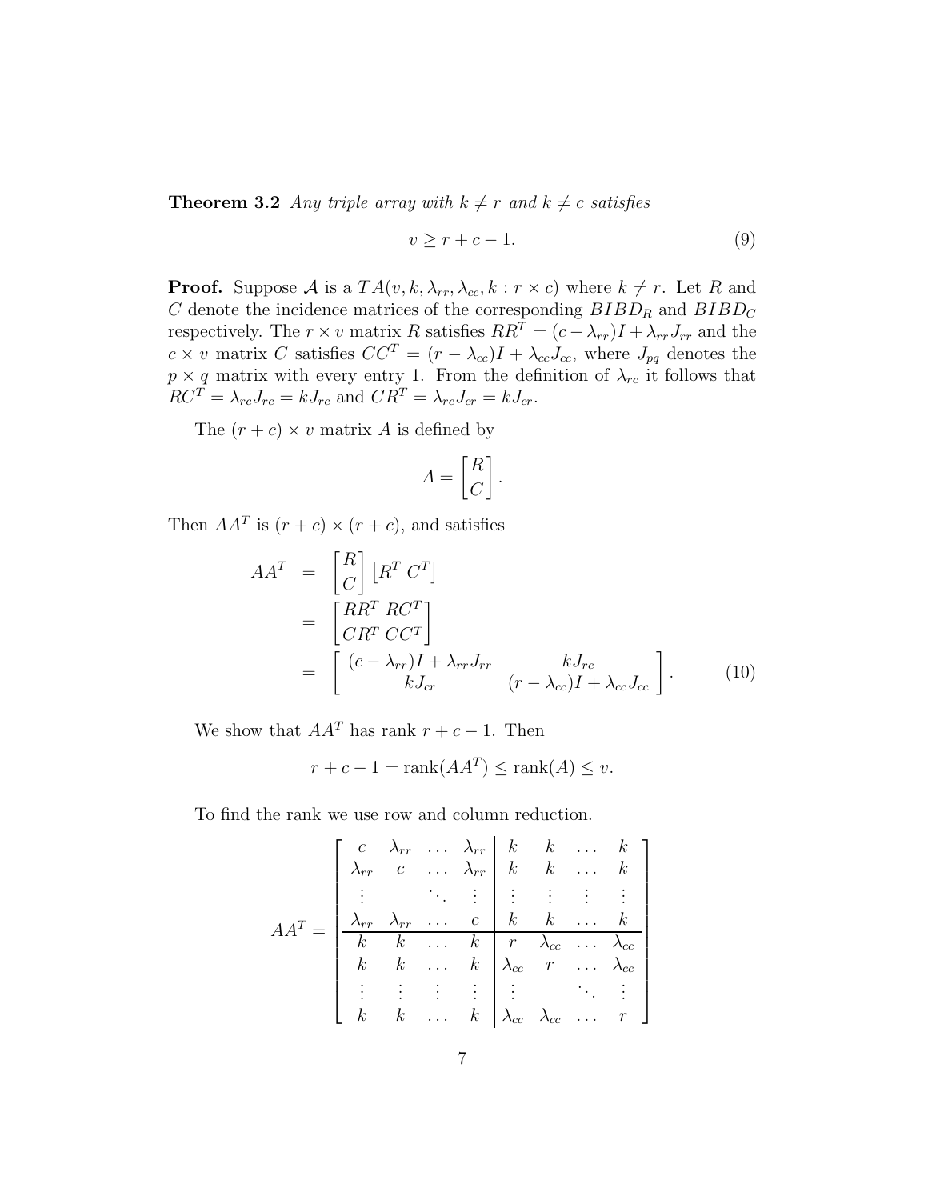**Theorem 3.2** *Any triple array with $k \neq r$ and $k \neq c$ satisfies*

$$v \geq r + c - 1. \tag{9}$$

**Proof.** Suppose $\mathcal{A}$ is a $TA(v, k, \lambda_{rr}, \lambda_{cc}, k : r \times c)$ where $k \neq r$. Let $R$ and $C$ denote the incidence matrices of the corresponding $BIBD_R$ and $BIBD_C$ respectively. The $r \times v$ matrix $R$ satisfies $RR^T = (c - \lambda_{rr})I + \lambda_{rr}J_{rr}$ and the $c \times v$ matrix $C$ satisfies $CC^T = (r - \lambda_{cc})I + \lambda_{cc}J_{cc}$, where $J_{pq}$ denotes the $p \times q$ matrix with every entry 1. From the definition of $\lambda_{rc}$ it follows that $RC^T = \lambda_{rc}J_{rc} = kJ_{rc}$ and $CR^T = \lambda_{rc}J_{cr} = kJ_{cr}$.

The $(r + c) \times v$ matrix $A$ is defined by

$$A = \begin{bmatrix} R \\ C \end{bmatrix}.$$

Then $AA^T$ is $(r + c) \times (r + c)$, and satisfies

$$\begin{aligned} AA^T &= \begin{bmatrix} R \\ C \end{bmatrix} \begin{bmatrix} R^T \; C^T \end{bmatrix} \\ &= \begin{bmatrix} RR^T \; RC^T \\ CR^T \; CC^T \end{bmatrix} \\ &= \begin{bmatrix} (c - \lambda_{rr})I + \lambda_{rr}J_{rr} & kJ_{rc} \\ kJ_{cr} & (r - \lambda_{cc})I + \lambda_{cc}J_{cc} \end{bmatrix}. \end{aligned} \tag{10}$$

We show that $AA^T$ has rank $r + c - 1$. Then

$$r + c - 1 = \text{rank}(AA^T) \leq \text{rank}(A) \leq v.$$

To find the rank we use row and column reduction.

$$AA^T = \left[\begin{array}{cccc|cccc} c & \lambda_{rr} & \dots & \lambda_{rr} & k & k & \dots & k \\ \lambda_{rr} & c & \dots & \lambda_{rr} & k & k & \dots & k \\ \vdots & & \ddots & \vdots & \vdots & \vdots & \vdots & \vdots \\ \lambda_{rr} & \lambda_{rr} & \dots & c & k & k & \dots & k \\ \hline k & k & \dots & k & r & \lambda_{cc} & \dots & \lambda_{cc} \\ k & k & \dots & k & \lambda_{cc} & r & \dots & \lambda_{cc} \\ \vdots & \vdots & \vdots & \vdots & \vdots & & \ddots & \vdots \\ k & k & \dots & k & \lambda_{cc} & \lambda_{cc} & \dots & r \end{array}\right]$$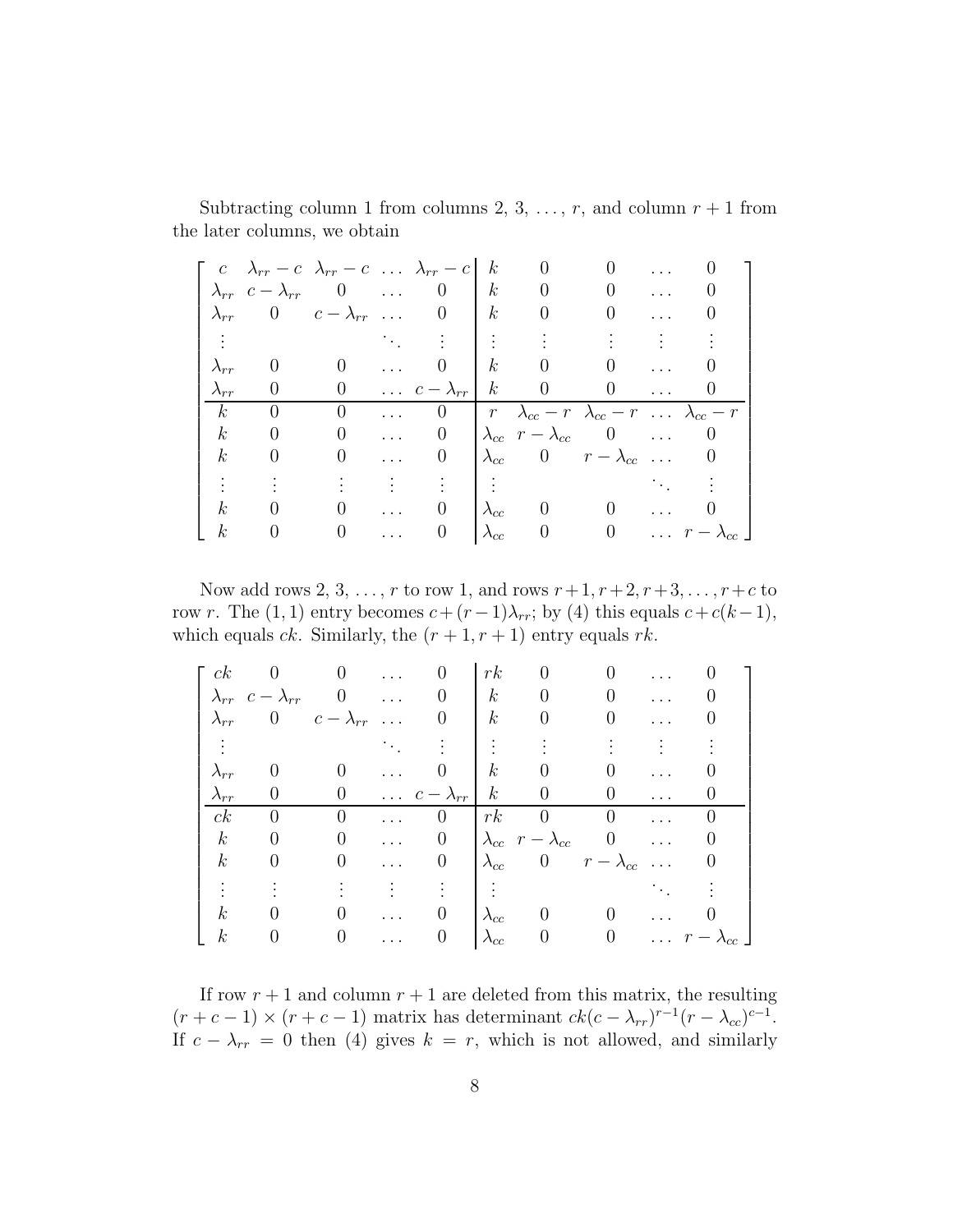Subtracting column 1 from columns 2, 3, ..., $r$, and column $r+1$ from the later columns, we obtain

$$
\left[\begin{array}{ccccc|ccccc}
c & \lambda_{rr}-c & \lambda_{rr}-c & \dots & \lambda_{rr}-c & k & 0 & 0 & \dots & 0 \\
\lambda_{rr} & c-\lambda_{rr} & 0 & \dots & 0 & k & 0 & 0 & \dots & 0 \\
\lambda_{rr} & 0 & c-\lambda_{rr} & \dots & 0 & k & 0 & 0 & \dots & 0 \\
\vdots & & & \ddots & \vdots & \vdots & \vdots & \vdots & \vdots & \vdots \\
\lambda_{rr} & 0 & 0 & \dots & 0 & k & 0 & 0 & \dots & 0 \\
\lambda_{rr} & 0 & 0 & \dots & c-\lambda_{rr} & k & 0 & 0 & \dots & 0 \\
\hline
k & 0 & 0 & \dots & 0 & r & \lambda_{cc}-r & \lambda_{cc}-r & \dots & \lambda_{cc}-r \\
k & 0 & 0 & \dots & 0 & \lambda_{cc} & r-\lambda_{cc} & 0 & \dots & 0 \\
k & 0 & 0 & \dots & 0 & \lambda_{cc} & 0 & r-\lambda_{cc} & \dots & 0 \\
\vdots & \vdots & \vdots & \vdots & \vdots & \vdots & & & \ddots & \vdots \\
k & 0 & 0 & \dots & 0 & \lambda_{cc} & 0 & 0 & \dots & 0 \\
k & 0 & 0 & \dots & 0 & \lambda_{cc} & 0 & 0 & \dots & r-\lambda_{cc}
\end{array}\right]
$$

Now add rows 2, 3, ..., $r$ to row 1, and rows $r+1, r+2, r+3, \dots, r+c$ to row $r$. The $(1,1)$ entry becomes $c+(r-1)\lambda_{rr}$; by (4) this equals $c+c(k-1)$, which equals $ck$. Similarly, the $(r+1, r+1)$ entry equals $rk$.

$$
\left[\begin{array}{ccccc|ccccc}
ck & 0 & 0 & \dots & 0 & rk & 0 & 0 & \dots & 0 \\
\lambda_{rr} & c-\lambda_{rr} & 0 & \dots & 0 & k & 0 & 0 & \dots & 0 \\
\lambda_{rr} & 0 & c-\lambda_{rr} & \dots & 0 & k & 0 & 0 & \dots & 0 \\
\vdots & & & \ddots & \vdots & \vdots & \vdots & \vdots & \vdots & \vdots \\
\lambda_{rr} & 0 & 0 & \dots & 0 & k & 0 & 0 & \dots & 0 \\
\lambda_{rr} & 0 & 0 & \dots & c-\lambda_{rr} & k & 0 & 0 & \dots & 0 \\
\hline
ck & 0 & 0 & \dots & 0 & rk & 0 & 0 & \dots & 0 \\
k & 0 & 0 & \dots & 0 & \lambda_{cc} & r-\lambda_{cc} & 0 & \dots & 0 \\
k & 0 & 0 & \dots & 0 & \lambda_{cc} & 0 & r-\lambda_{cc} & \dots & 0 \\
\vdots & \vdots & \vdots & \vdots & \vdots & \vdots & & & \ddots & \vdots \\
k & 0 & 0 & \dots & 0 & \lambda_{cc} & 0 & 0 & \dots & 0 \\
k & 0 & 0 & \dots & 0 & \lambda_{cc} & 0 & 0 & \dots & r-\lambda_{cc}
\end{array}\right]
$$

If row $r+1$ and column $r+1$ are deleted from this matrix, the resulting $(r+c-1)\times(r+c-1)$ matrix has determinant $ck(c-\lambda_{rr})^{r-1}(r-\lambda_{cc})^{c-1}$. If $c-\lambda_{rr}=0$ then (4) gives $k=r$, which is not allowed, and similarly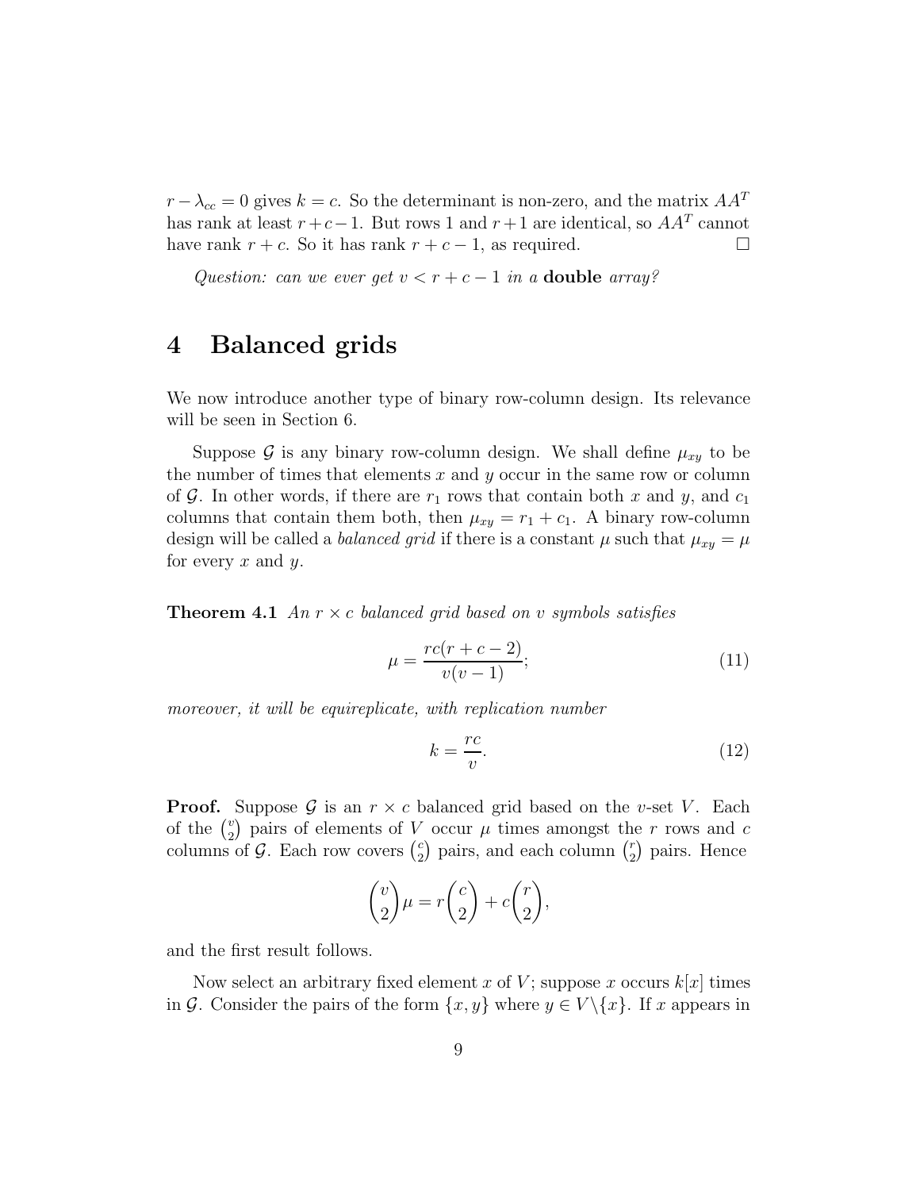$r - \lambda_{cc} = 0$ gives $k = c$. So the determinant is non-zero, and the matrix $AA^T$ has rank at least $r + c - 1$. But rows 1 and $r + 1$ are identical, so $AA^T$ cannot have rank $r + c$. So it has rank $r + c - 1$, as required. □

*Question: can we ever get $v < r + c - 1$ in a* **double** *array?*

# 4 Balanced grids

We now introduce another type of binary row-column design. Its relevance will be seen in Section 6.

Suppose $\mathcal{G}$ is any binary row-column design. We shall define $\mu_{xy}$ to be the number of times that elements $x$ and $y$ occur in the same row or column of $\mathcal{G}$. In other words, if there are $r_1$ rows that contain both $x$ and $y$, and $c_1$ columns that contain them both, then $\mu_{xy} = r_1 + c_1$. A binary row-column design will be called a *balanced grid* if there is a constant $\mu$ such that $\mu_{xy} = \mu$ for every $x$ and $y$.

**Theorem 4.1** *An $r \times c$ balanced grid based on $v$ symbols satisfies*

$$\mu = \frac{rc(r + c - 2)}{v(v - 1)}; \tag{11}$$

*moreover, it will be equireplicate, with replication number*

$$k = \frac{rc}{v}. \tag{12}$$

**Proof.** Suppose $\mathcal{G}$ is an $r \times c$ balanced grid based on the $v$-set $V$. Each of the $\binom{v}{2}$ pairs of elements of $V$ occur $\mu$ times amongst the $r$ rows and $c$ columns of $\mathcal{G}$. Each row covers $\binom{c}{2}$ pairs, and each column $\binom{r}{2}$ pairs. Hence

$$\binom{v}{2}\mu = r\binom{c}{2} + c\binom{r}{2},$$

and the first result follows.

Now select an arbitrary fixed element $x$ of $V$; suppose $x$ occurs $k[x]$ times in $\mathcal{G}$. Consider the pairs of the form $\{x, y\}$ where $y \in V\backslash\{x\}$. If $x$ appears in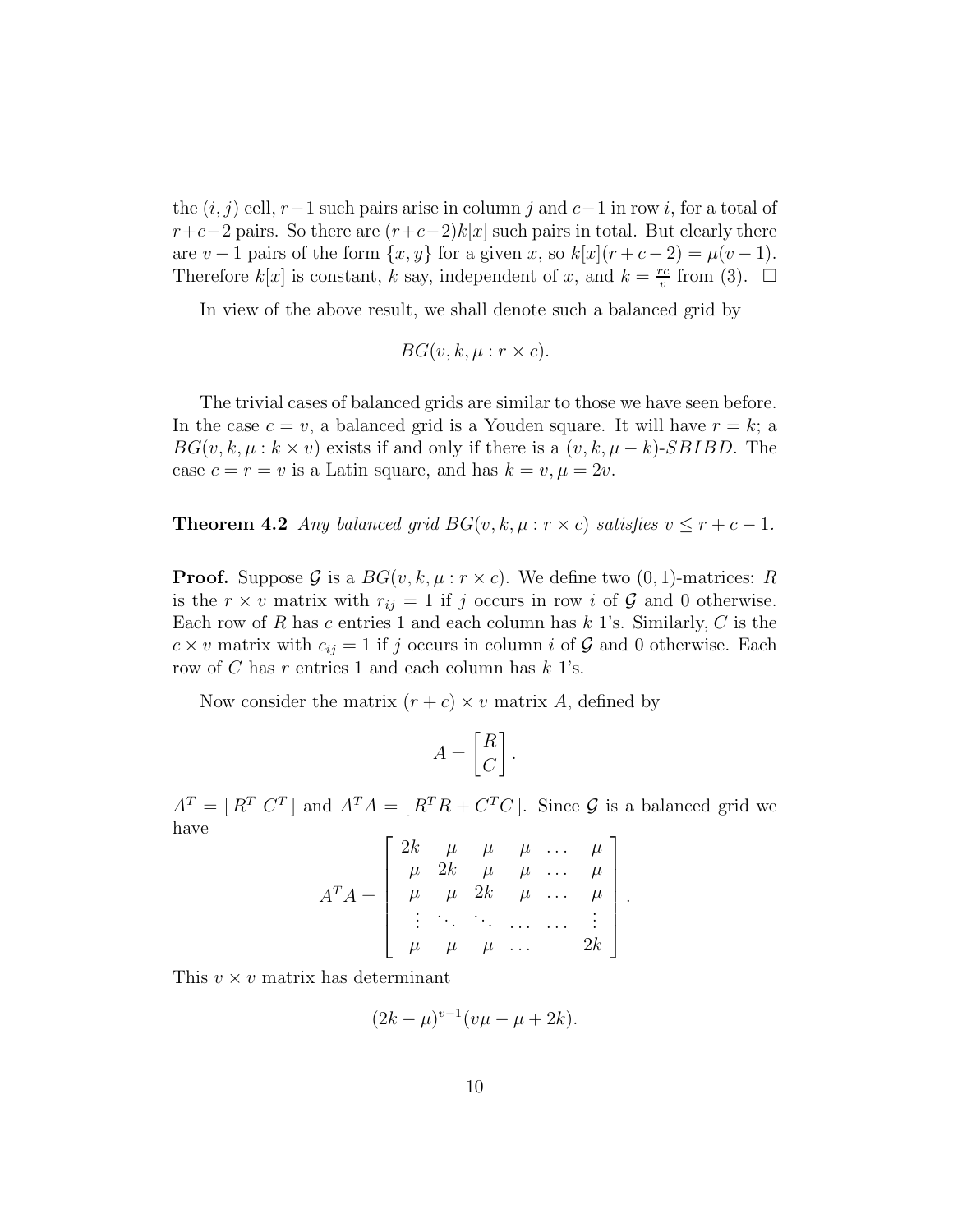the $(i,j)$ cell, $r-1$ such pairs arise in column $j$ and $c-1$ in row $i$, for a total of $r+c-2$ pairs. So there are $(r+c-2)k[x]$ such pairs in total. But clearly there are $v-1$ pairs of the form $\{x,y\}$ for a given $x$, so $k[x](r+c-2) = \mu(v-1)$. Therefore $k[x]$ is constant, $k$ say, independent of $x$, and $k = \frac{rc}{v}$ from (3). $\square$

In view of the above result, we shall denote such a balanced grid by

$$BG(v, k, \mu : r \times c).$$

The trivial cases of balanced grids are similar to those we have seen before. In the case $c = v$, a balanced grid is a Youden square. It will have $r = k$; a $BG(v, k, \mu : k \times v)$ exists if and only if there is a $(v, k, \mu - k)$-$SBIBD$. The case $c = r = v$ is a Latin square, and has $k = v, \mu = 2v$.

**Theorem 4.2** *Any balanced grid $BG(v, k, \mu : r \times c)$ satisfies $v \leq r + c - 1$.*

**Proof.** Suppose $\mathcal{G}$ is a $BG(v, k, \mu : r \times c)$. We define two $(0,1)$-matrices: $R$ is the $r \times v$ matrix with $r_{ij} = 1$ if $j$ occurs in row $i$ of $\mathcal{G}$ and 0 otherwise. Each row of $R$ has $c$ entries 1 and each column has $k$ 1's. Similarly, $C$ is the $c \times v$ matrix with $c_{ij} = 1$ if $j$ occurs in column $i$ of $\mathcal{G}$ and 0 otherwise. Each row of $C$ has $r$ entries 1 and each column has $k$ 1's.

Now consider the matrix $(r+c) \times v$ matrix $A$, defined by

$$A = \begin{bmatrix} R \\ C \end{bmatrix}.$$

$A^T = [\, R^T \; C^T \,]$ and $A^T A = [\, R^T R + C^T C \,]$. Since $\mathcal{G}$ is a balanced grid we have

$$A^T A = \begin{bmatrix} 2k & \mu & \mu & \mu & \dots & \mu \\ \mu & 2k & \mu & \mu & \dots & \mu \\ \mu & \mu & 2k & \mu & \dots & \mu \\ \vdots & \ddots & \ddots & \dots & \dots & \vdots \\ \mu & \mu & \mu & \dots & & 2k \end{bmatrix}.$$

This $v \times v$ matrix has determinant

$$(2k - \mu)^{v-1}(v\mu - \mu + 2k).$$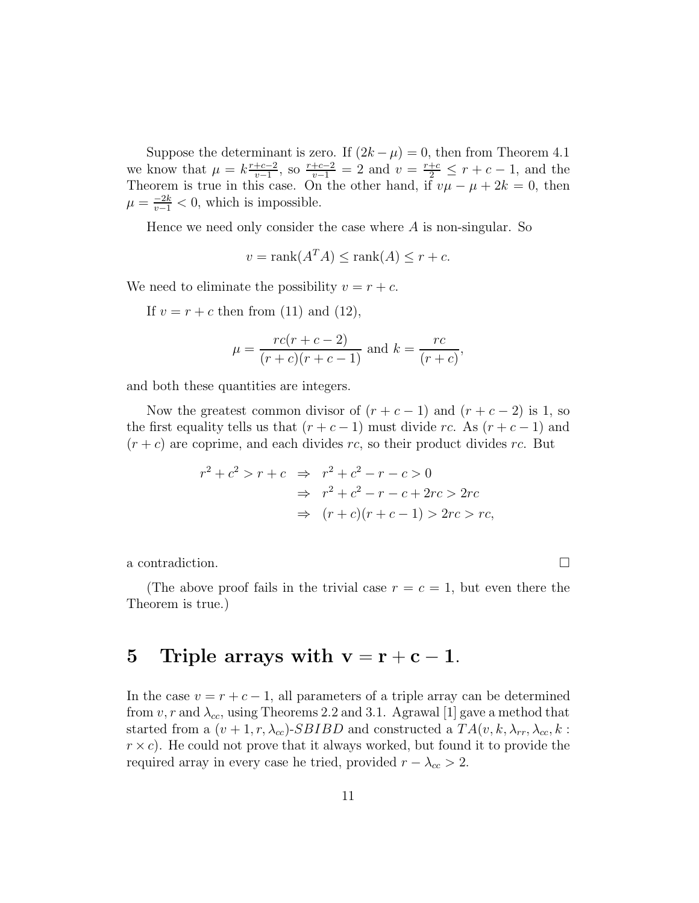Suppose the determinant is zero. If $(2k - \mu) = 0$, then from Theorem 4.1 we know that $\mu = k\frac{r+c-2}{v-1}$, so $\frac{r+c-2}{v-1} = 2$ and $v = \frac{r+c}{2} \leq r + c - 1$, and the Theorem is true in this case. On the other hand, if $v\mu - \mu + 2k = 0$, then $\mu = \frac{-2k}{v-1} < 0$, which is impossible.

Hence we need only consider the case where $A$ is non-singular. So

$$v = \text{rank}(A^T A) \leq \text{rank}(A) \leq r + c.$$

We need to eliminate the possibility $v = r + c$.

If $v = r + c$ then from (11) and (12),

$$\mu = \frac{rc(r + c - 2)}{(r + c)(r + c - 1)} \text{ and } k = \frac{rc}{(r + c)},$$

and both these quantities are integers.

Now the greatest common divisor of $(r + c - 1)$ and $(r + c - 2)$ is 1, so the first equality tells us that $(r + c - 1)$ must divide $rc$. As $(r + c - 1)$ and $(r + c)$ are coprime, and each divides $rc$, so their product divides $rc$. But

$$\begin{aligned}
r^2 + c^2 > r + c &\Rightarrow r^2 + c^2 - r - c > 0 \\
&\Rightarrow r^2 + c^2 - r - c + 2rc > 2rc \\
&\Rightarrow (r + c)(r + c - 1) > 2rc > rc,
\end{aligned}$$

a contradiction. □

(The above proof fails in the trivial case $r = c = 1$, but even there the Theorem is true.)

## 5 Triple arrays with $\mathbf{v = r + c - 1}$.

In the case $v = r + c - 1$, all parameters of a triple array can be determined from $v$, $r$ and $\lambda_{cc}$, using Theorems 2.2 and 3.1. Agrawal [1] gave a method that started from a $(v + 1, r, \lambda_{cc})$-$SBIBD$ and constructed a $TA(v, k, \lambda_{rr}, \lambda_{cc}, k : r \times c)$. He could not prove that it always worked, but found it to provide the required array in every case he tried, provided $r - \lambda_{cc} > 2$.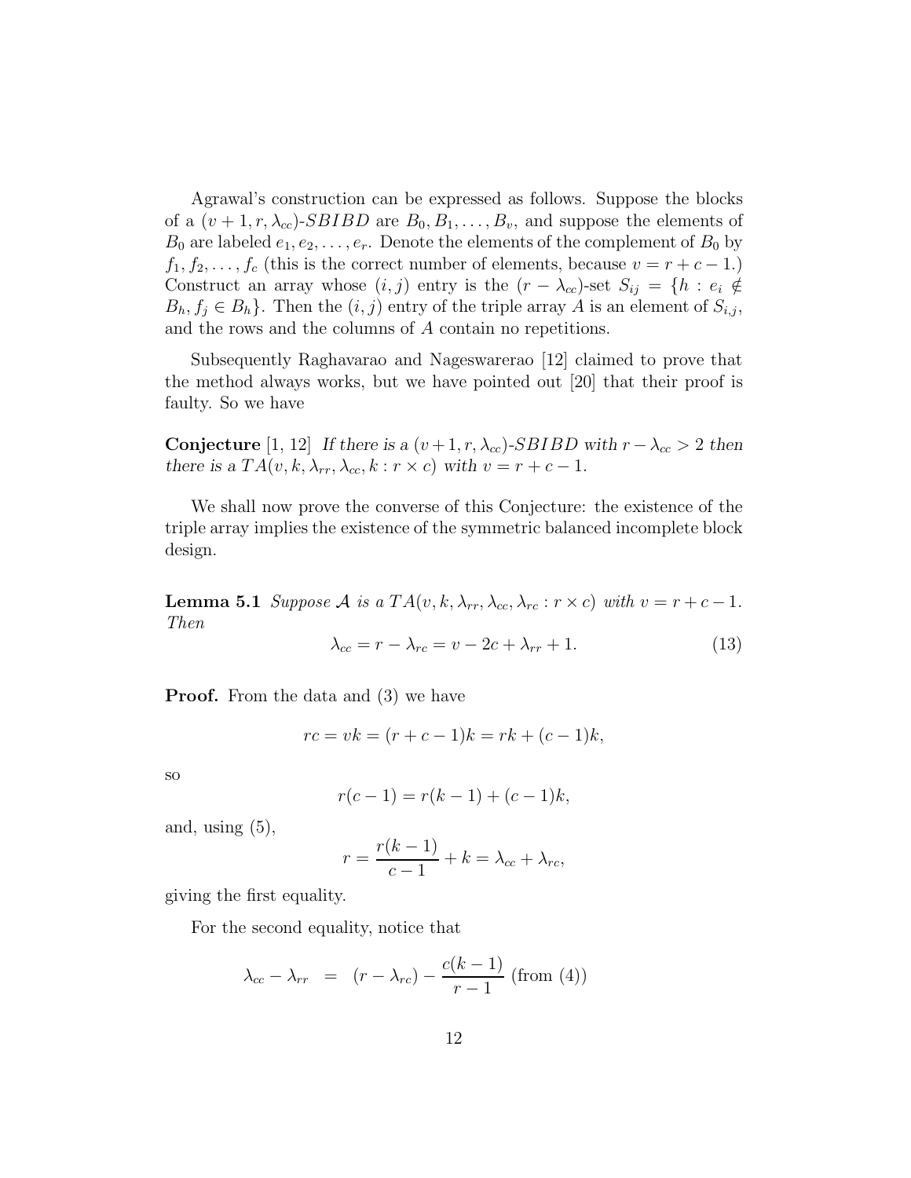Agrawal's construction can be expressed as follows. Suppose the blocks of a $(v+1, r, \lambda_{cc})$-$SBIBD$ are $B_0, B_1, \ldots, B_v$, and suppose the elements of $B_0$ are labeled $e_1, e_2, \ldots, e_r$. Denote the elements of the complement of $B_0$ by $f_1, f_2, \ldots, f_c$ (this is the correct number of elements, because $v = r + c - 1$.) Construct an array whose $(i,j)$ entry is the $(r - \lambda_{cc})$-set $S_{ij} = \{h : e_i \notin B_h, f_j \in B_h\}$. Then the $(i,j)$ entry of the triple array $A$ is an element of $S_{i,j}$, and the rows and the columns of $A$ contain no repetitions.

Subsequently Raghavarao and Nageswarerao [12] claimed to prove that the method always works, but we have pointed out [20] that their proof is faulty. So we have

**Conjecture** [1, 12] *If there is a $(v+1, r, \lambda_{cc})$-$SBIBD$ with $r - \lambda_{cc} > 2$ then there is a $TA(v, k, \lambda_{rr}, \lambda_{cc}, k : r \times c)$ with $v = r + c - 1$.*

We shall now prove the converse of this Conjecture: the existence of the triple array implies the existence of the symmetric balanced incomplete block design.

**Lemma 5.1** *Suppose $\mathcal{A}$ is a $TA(v, k, \lambda_{rr}, \lambda_{cc}, \lambda_{rc} : r \times c)$ with $v = r + c - 1$. Then*

$$\lambda_{cc} = r - \lambda_{rc} = v - 2c + \lambda_{rr} + 1. \tag{13}$$

**Proof.** From the data and (3) we have

$$rc = vk = (r + c - 1)k = rk + (c-1)k,$$

so

$$r(c-1) = r(k-1) + (c-1)k,$$

and, using (5),

$$r = \frac{r(k-1)}{c-1} + k = \lambda_{cc} + \lambda_{rc},$$

giving the first equality.

For the second equality, notice that

$$\lambda_{cc} - \lambda_{rr} = (r - \lambda_{rc}) - \frac{c(k-1)}{r-1} \text{ (from (4))}$$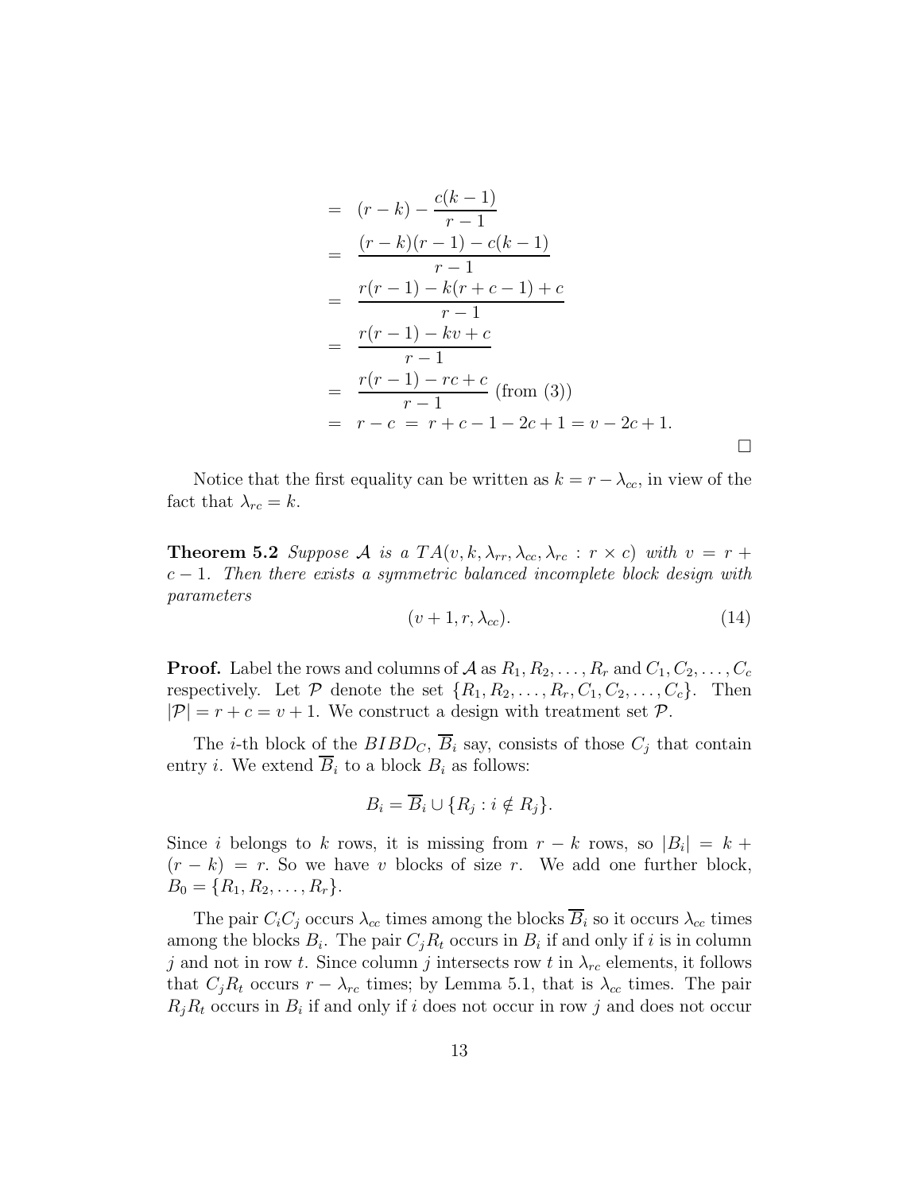$$
\begin{aligned}
&= (r-k) - \frac{c(k-1)}{r-1} \\
&= \frac{(r-k)(r-1) - c(k-1)}{r-1} \\
&= \frac{r(r-1) - k(r+c-1) + c}{r-1} \\
&= \frac{r(r-1) - kv + c}{r-1} \\
&= \frac{r(r-1) - rc + c}{r-1} \text{ (from (3))} \\
&= r - c \;=\; r + c - 1 - 2c + 1 = v - 2c + 1.
\end{aligned}
$$

□

Notice that the first equality can be written as $k = r - \lambda_{cc}$, in view of the fact that $\lambda_{rc} = k$.

**Theorem 5.2** *Suppose $\mathcal{A}$ is a $TA(v, k, \lambda_{rr}, \lambda_{cc}, \lambda_{rc} : r \times c)$ with $v = r + c - 1$. Then there exists a symmetric balanced incomplete block design with parameters*

$$
(v + 1, r, \lambda_{cc}). \tag{14}
$$

**Proof.** Label the rows and columns of $\mathcal{A}$ as $R_1, R_2, \ldots, R_r$ and $C_1, C_2, \ldots, C_c$ respectively. Let $\mathcal{P}$ denote the set $\{R_1, R_2, \ldots, R_r, C_1, C_2, \ldots, C_c\}$. Then $|\mathcal{P}| = r + c = v + 1$. We construct a design with treatment set $\mathcal{P}$.

The $i$-th block of the $BIBD_C$, $\overline{B}_i$ say, consists of those $C_j$ that contain entry $i$. We extend $\overline{B}_i$ to a block $B_i$ as follows:

$$
B_i = \overline{B}_i \cup \{R_j : i \notin R_j\}.
$$

Since $i$ belongs to $k$ rows, it is missing from $r - k$ rows, so $|B_i| = k + (r - k) = r$. So we have $v$ blocks of size $r$. We add one further block, $B_0 = \{R_1, R_2, \ldots, R_r\}$.

The pair $C_iC_j$ occurs $\lambda_{cc}$ times among the blocks $\overline{B}_i$ so it occurs $\lambda_{cc}$ times among the blocks $B_i$. The pair $C_jR_t$ occurs in $B_i$ if and only if $i$ is in column $j$ and not in row $t$. Since column $j$ intersects row $t$ in $\lambda_{rc}$ elements, it follows that $C_jR_t$ occurs $r - \lambda_{rc}$ times; by Lemma 5.1, that is $\lambda_{cc}$ times. The pair $R_jR_t$ occurs in $B_i$ if and only if $i$ does not occur in row $j$ and does not occur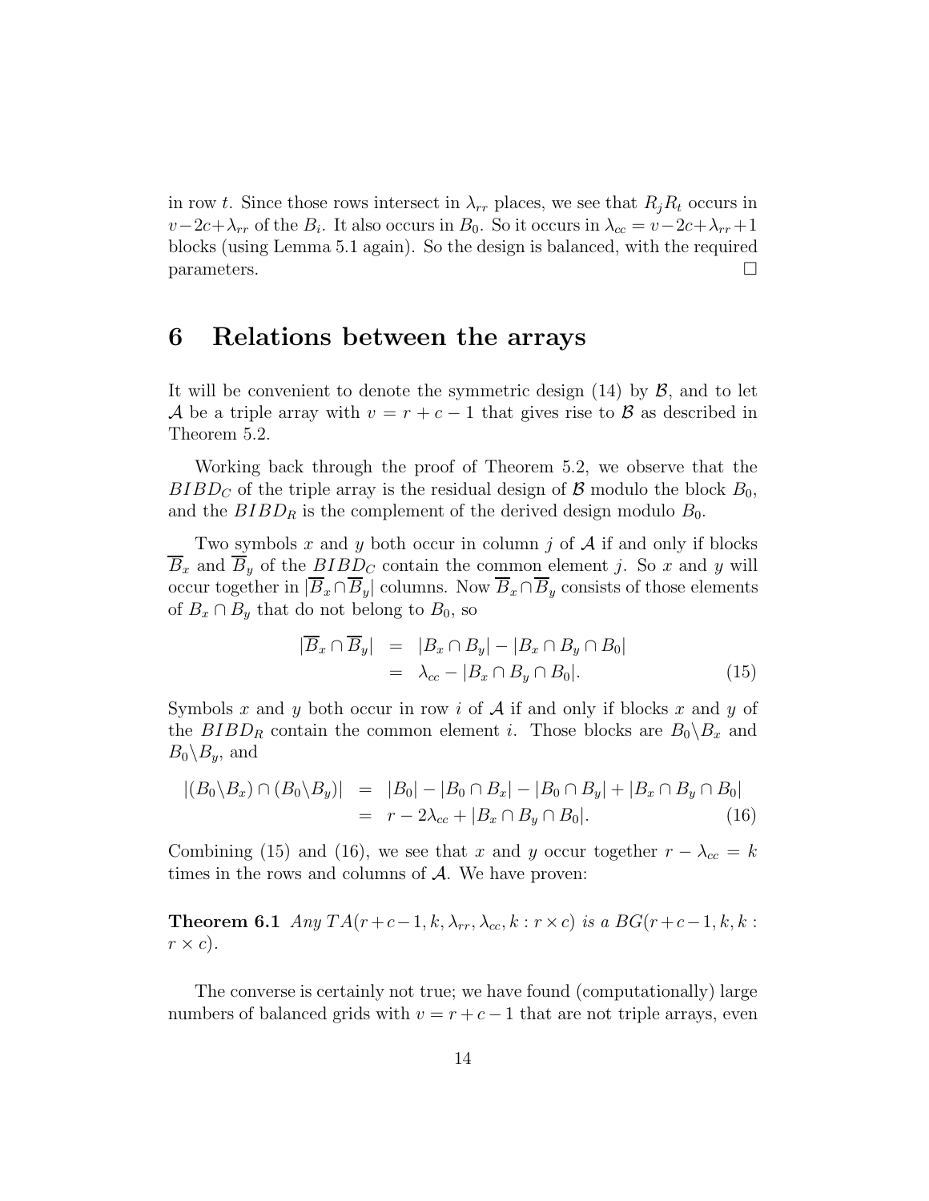in row $t$. Since those rows intersect in $\lambda_{rr}$ places, we see that $R_jR_t$ occurs in $v-2c+\lambda_{rr}$ of the $B_i$. It also occurs in $B_0$. So it occurs in $\lambda_{cc} = v-2c+\lambda_{rr}+1$ blocks (using Lemma 5.1 again). So the design is balanced, with the required parameters. $\square$

# 6 Relations between the arrays

It will be convenient to denote the symmetric design (14) by $\mathcal{B}$, and to let $\mathcal{A}$ be a triple array with $v = r + c - 1$ that gives rise to $\mathcal{B}$ as described in Theorem 5.2.

Working back through the proof of Theorem 5.2, we observe that the $BIBD_C$ of the triple array is the residual design of $\mathcal{B}$ modulo the block $B_0$, and the $BIBD_R$ is the complement of the derived design modulo $B_0$.

Two symbols $x$ and $y$ both occur in column $j$ of $\mathcal{A}$ if and only if blocks $\overline{B}_x$ and $\overline{B}_y$ of the $BIBD_C$ contain the common element $j$. So $x$ and $y$ will occur together in $|\overline{B}_x \cap \overline{B}_y|$ columns. Now $\overline{B}_x \cap \overline{B}_y$ consists of those elements of $B_x \cap B_y$ that do not belong to $B_0$, so

$$\begin{aligned} |\overline{B}_x \cap \overline{B}_y| &= |B_x \cap B_y| - |B_x \cap B_y \cap B_0| \\ &= \lambda_{cc} - |B_x \cap B_y \cap B_0|. \end{aligned} \tag{15}$$

Symbols $x$ and $y$ both occur in row $i$ of $\mathcal{A}$ if and only if blocks $x$ and $y$ of the $BIBD_R$ contain the common element $i$. Those blocks are $B_0 \backslash B_x$ and $B_0 \backslash B_y$, and

$$\begin{aligned} |(B_0 \backslash B_x) \cap (B_0 \backslash B_y)| &= |B_0| - |B_0 \cap B_x| - |B_0 \cap B_y| + |B_x \cap B_y \cap B_0| \\ &= r - 2\lambda_{cc} + |B_x \cap B_y \cap B_0|. \end{aligned} \tag{16}$$

Combining (15) and (16), we see that $x$ and $y$ occur together $r - \lambda_{cc} = k$ times in the rows and columns of $\mathcal{A}$. We have proven:

**Theorem 6.1** *Any $TA(r+c-1, k, \lambda_{rr}, \lambda_{cc}, k : r \times c)$ is a $BG(r+c-1, k, k : r \times c)$.*

The converse is certainly not true; we have found (computationally) large numbers of balanced grids with $v = r + c - 1$ that are not triple arrays, even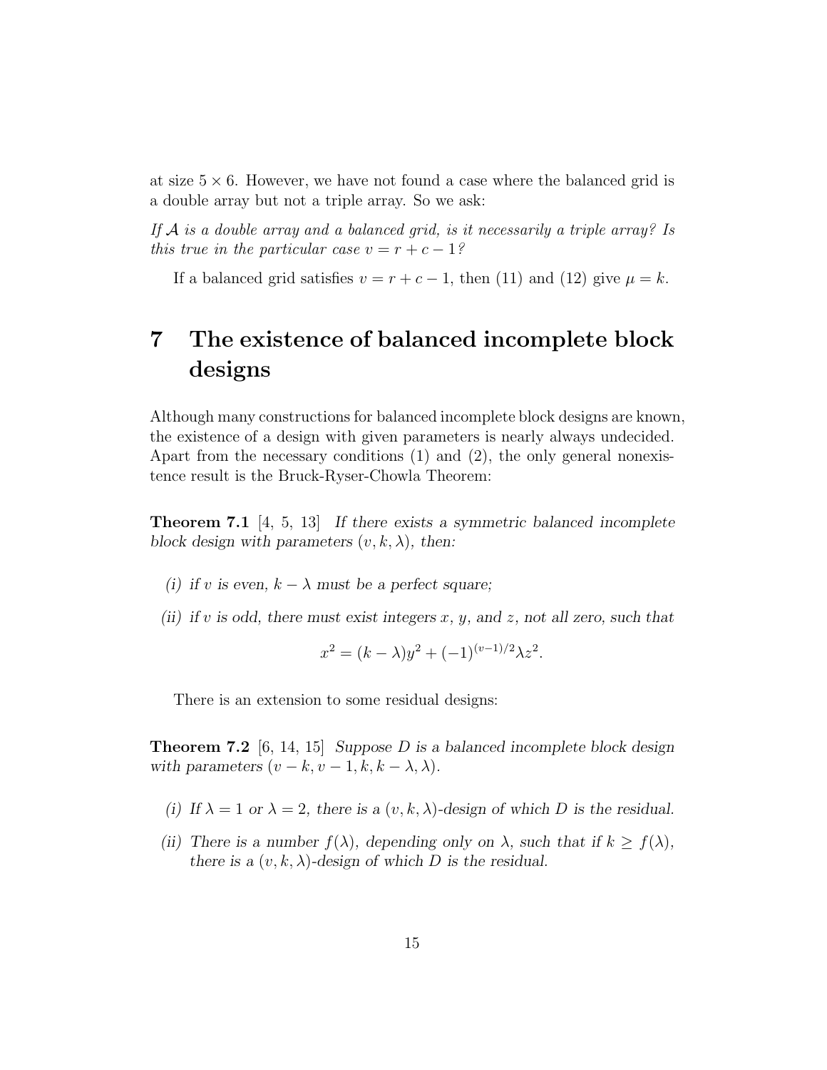at size $5 \times 6$. However, we have not found a case where the balanced grid is a double array but not a triple array. So we ask:

*If $\mathcal{A}$ is a double array and a balanced grid, is it necessarily a triple array? Is this true in the particular case $v = r + c - 1$?*

If a balanced grid satisfies $v = r + c - 1$, then (11) and (12) give $\mu = k$.

# 7 The existence of balanced incomplete block designs

Although many constructions for balanced incomplete block designs are known, the existence of a design with given parameters is nearly always undecided. Apart from the necessary conditions (1) and (2), the only general nonexistence result is the Bruck-Ryser-Chowla Theorem:

**Theorem 7.1** [4, 5, 13] *If there exists a symmetric balanced incomplete block design with parameters $(v, k, \lambda)$, then:*

*(i) if $v$ is even, $k - \lambda$ must be a perfect square;*

*(ii) if $v$ is odd, there must exist integers $x$, $y$, and $z$, not all zero, such that*

$$x^2 = (k - \lambda)y^2 + (-1)^{(v-1)/2}\lambda z^2.$$

There is an extension to some residual designs:

**Theorem 7.2** [6, 14, 15] *Suppose $D$ is a balanced incomplete block design with parameters $(v - k, v - 1, k, k - \lambda, \lambda)$.*

*(i) If $\lambda = 1$ or $\lambda = 2$, there is a $(v, k, \lambda)$-design of which $D$ is the residual.*

*(ii) There is a number $f(\lambda)$, depending only on $\lambda$, such that if $k \geq f(\lambda)$, there is a $(v, k, \lambda)$-design of which $D$ is the residual.*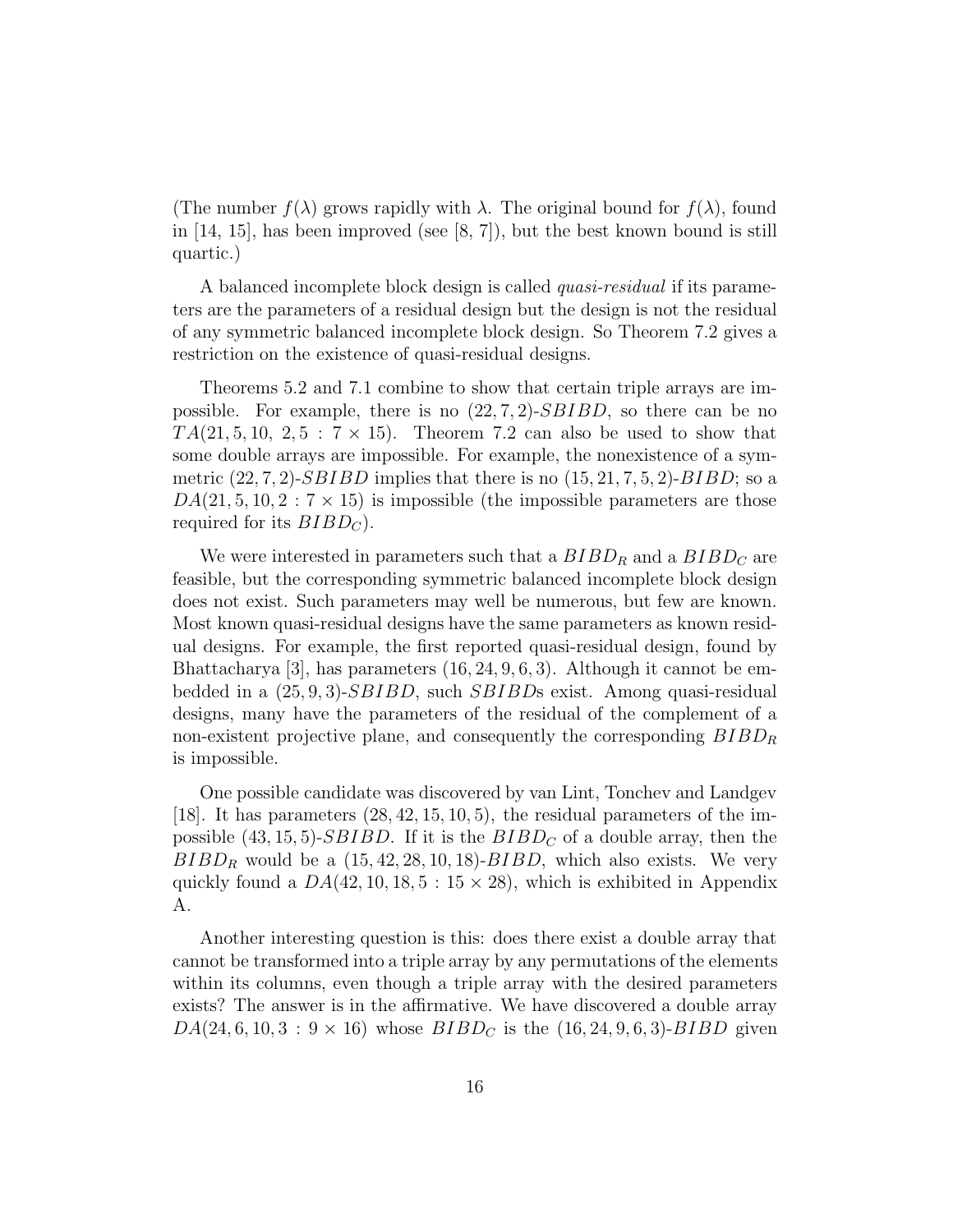(The number $f(\lambda)$ grows rapidly with $\lambda$. The original bound for $f(\lambda)$, found in [14, 15], has been improved (see [8, 7]), but the best known bound is still quartic.)

A balanced incomplete block design is called *quasi-residual* if its parameters are the parameters of a residual design but the design is not the residual of any symmetric balanced incomplete block design. So Theorem 7.2 gives a restriction on the existence of quasi-residual designs.

Theorems 5.2 and 7.1 combine to show that certain triple arrays are impossible. For example, there is no $(22, 7, 2)$-$SBIBD$, so there can be no $TA(21, 5, 10,\ 2, 5\ :\ 7 \times 15)$. Theorem 7.2 can also be used to show that some double arrays are impossible. For example, the nonexistence of a symmetric $(22, 7, 2)$-$SBIBD$ implies that there is no $(15, 21, 7, 5, 2)$-$BIBD$; so a $DA(21, 5, 10, 2 : 7 \times 15)$ is impossible (the impossible parameters are those required for its $BIBD_C$).

We were interested in parameters such that a $BIBD_R$ and a $BIBD_C$ are feasible, but the corresponding symmetric balanced incomplete block design does not exist. Such parameters may well be numerous, but few are known. Most known quasi-residual designs have the same parameters as known residual designs. For example, the first reported quasi-residual design, found by Bhattacharya [3], has parameters $(16, 24, 9, 6, 3)$. Although it cannot be embedded in a $(25, 9, 3)$-$SBIBD$, such $SBIBD$s exist. Among quasi-residual designs, many have the parameters of the residual of the complement of a non-existent projective plane, and consequently the corresponding $BIBD_R$ is impossible.

One possible candidate was discovered by van Lint, Tonchev and Landgev [18]. It has parameters $(28, 42, 15, 10, 5)$, the residual parameters of the impossible $(43, 15, 5)$-$SBIBD$. If it is the $BIBD_C$ of a double array, then the $BIBD_R$ would be a $(15, 42, 28, 10, 18)$-$BIBD$, which also exists. We very quickly found a $DA(42, 10, 18, 5 : 15 \times 28)$, which is exhibited in Appendix A.

Another interesting question is this: does there exist a double array that cannot be transformed into a triple array by any permutations of the elements within its columns, even though a triple array with the desired parameters exists? The answer is in the affirmative. We have discovered a double array $DA(24, 6, 10, 3 : 9 \times 16)$ whose $BIBD_C$ is the $(16, 24, 9, 6, 3)$-$BIBD$ given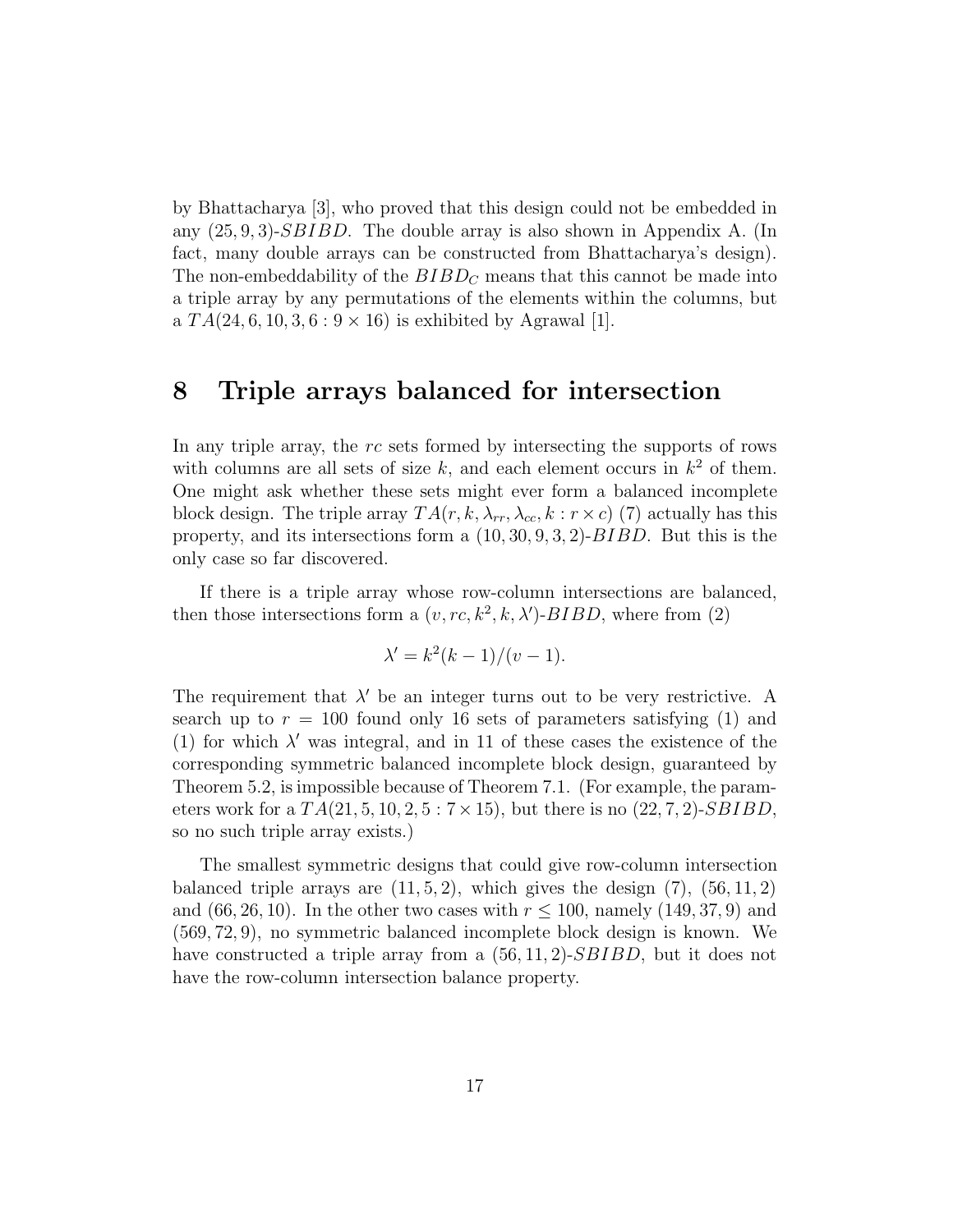by Bhattacharya [3], who proved that this design could not be embedded in any $(25, 9, 3)$-$SBIBD$. The double array is also shown in Appendix A. (In fact, many double arrays can be constructed from Bhattacharya's design). The non-embeddability of the $BIBD_C$ means that this cannot be made into a triple array by any permutations of the elements within the columns, but a $TA(24, 6, 10, 3, 6 : 9 \times 16)$ is exhibited by Agrawal [1].

## 8 Triple arrays balanced for intersection

In any triple array, the $rc$ sets formed by intersecting the supports of rows with columns are all sets of size $k$, and each element occurs in $k^2$ of them. One might ask whether these sets might ever form a balanced incomplete block design. The triple array $TA(r, k, \lambda_{rr}, \lambda_{cc}, k : r \times c)$ (7) actually has this property, and its intersections form a $(10, 30, 9, 3, 2)$-$BIBD$. But this is the only case so far discovered.

If there is a triple array whose row-column intersections are balanced, then those intersections form a $(v, rc, k^2, k, \lambda')$-$BIBD$, where from (2)

$$\lambda' = k^2(k-1)/(v-1).$$

The requirement that $\lambda'$ be an integer turns out to be very restrictive. A search up to $r = 100$ found only 16 sets of parameters satisfying (1) and (1) for which $\lambda'$ was integral, and in 11 of these cases the existence of the corresponding symmetric balanced incomplete block design, guaranteed by Theorem 5.2, is impossible because of Theorem 7.1. (For example, the parameters work for a $TA(21, 5, 10, 2, 5 : 7 \times 15)$, but there is no $(22, 7, 2)$-$SBIBD$, so no such triple array exists.)

The smallest symmetric designs that could give row-column intersection balanced triple arrays are $(11, 5, 2)$, which gives the design (7), $(56, 11, 2)$ and $(66, 26, 10)$. In the other two cases with $r \leq 100$, namely $(149, 37, 9)$ and $(569, 72, 9)$, no symmetric balanced incomplete block design is known. We have constructed a triple array from a $(56, 11, 2)$-$SBIBD$, but it does not have the row-column intersection balance property.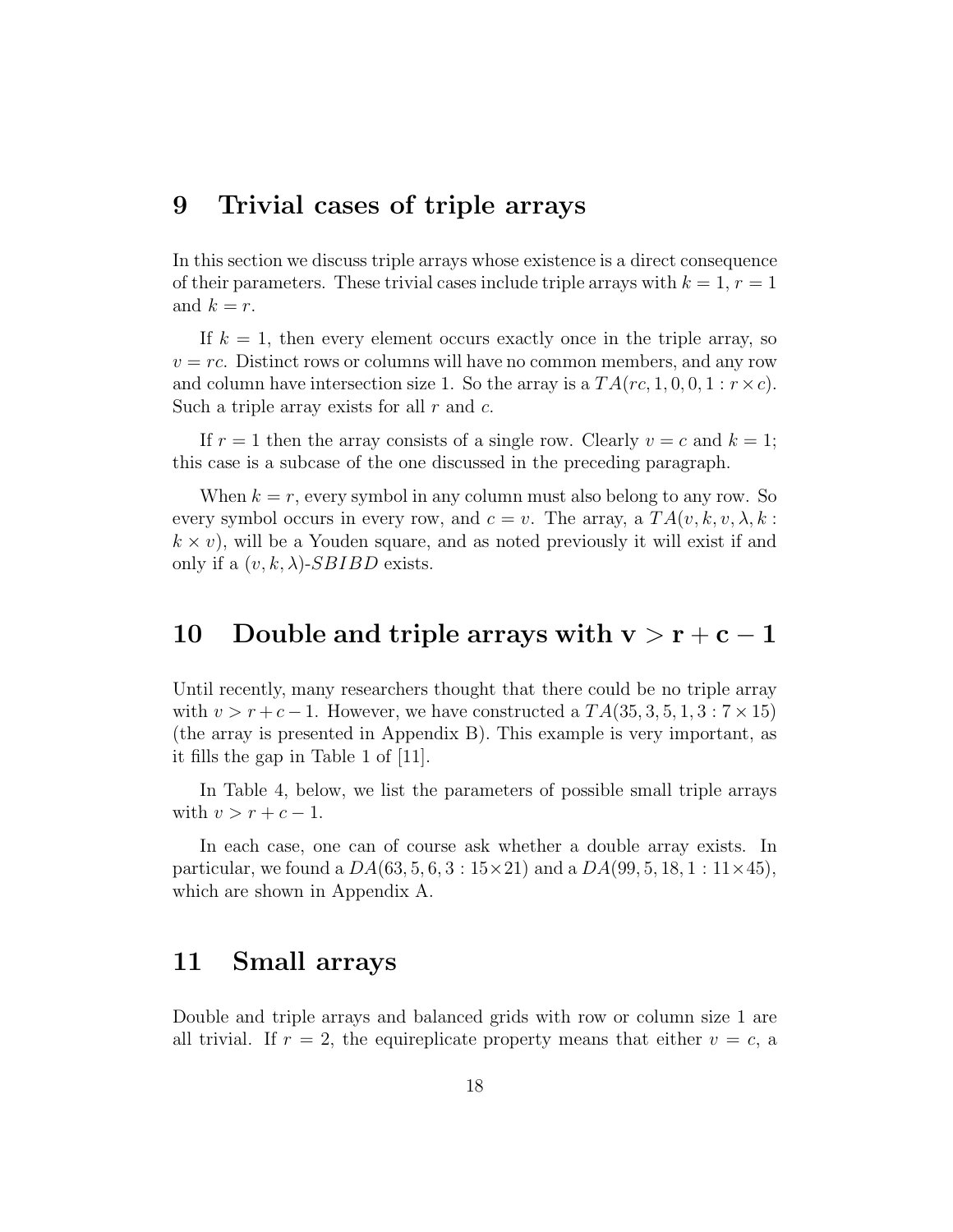# 9 Trivial cases of triple arrays

In this section we discuss triple arrays whose existence is a direct consequence of their parameters. These trivial cases include triple arrays with $k = 1$, $r = 1$ and $k = r$.

If $k = 1$, then every element occurs exactly once in the triple array, so $v = rc$. Distinct rows or columns will have no common members, and any row and column have intersection size 1. So the array is a $TA(rc, 1, 0, 0, 1 : r \times c)$. Such a triple array exists for all $r$ and $c$.

If $r = 1$ then the array consists of a single row. Clearly $v = c$ and $k = 1$; this case is a subcase of the one discussed in the preceding paragraph.

When $k = r$, every symbol in any column must also belong to any row. So every symbol occurs in every row, and $c = v$. The array, a $TA(v, k, v, \lambda, k : k \times v)$, will be a Youden square, and as noted previously it will exist if and only if a $(v, k, \lambda)$-$SBIBD$ exists.

# 10 Double and triple arrays with $\mathbf{v > r + c - 1}$

Until recently, many researchers thought that there could be no triple array with $v > r + c - 1$. However, we have constructed a $TA(35, 3, 5, 1, 3 : 7 \times 15)$ (the array is presented in Appendix B). This example is very important, as it fills the gap in Table 1 of [11].

In Table 4, below, we list the parameters of possible small triple arrays with $v > r + c - 1$.

In each case, one can of course ask whether a double array exists. In particular, we found a $DA(63, 5, 6, 3 : 15 \times 21)$ and a $DA(99, 5, 18, 1 : 11 \times 45)$, which are shown in Appendix A.

# 11 Small arrays

Double and triple arrays and balanced grids with row or column size 1 are all trivial. If $r = 2$, the equireplicate property means that either $v = c$, a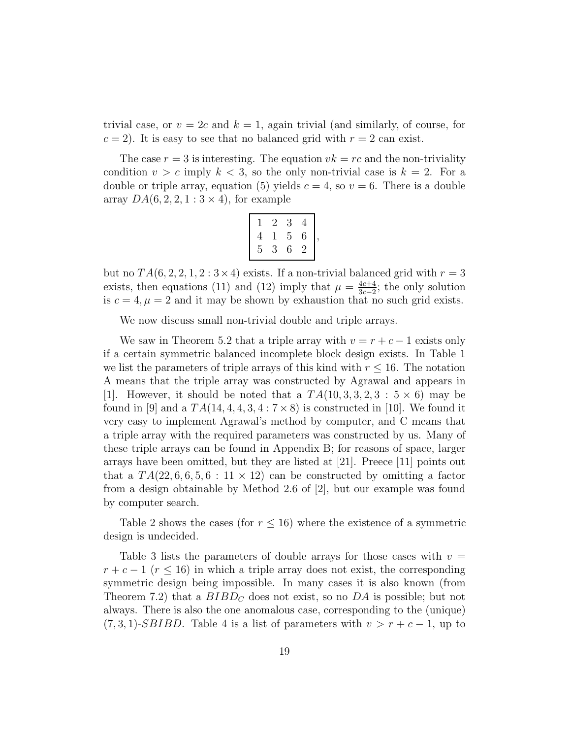trivial case, or $v = 2c$ and $k = 1$, again trivial (and similarly, of course, for $c = 2$). It is easy to see that no balanced grid with $r = 2$ can exist.

The case $r = 3$ is interesting. The equation $vk = rc$ and the non-triviality condition $v > c$ imply $k < 3$, so the only non-trivial case is $k = 2$. For a double or triple array, equation (5) yields $c = 4$, so $v = 6$. There is a double array $DA(6, 2, 2, 1 : 3 \times 4)$, for example

$$\begin{array}{|cccc|} \hline 1 & 2 & 3 & 4 \\ 4 & 1 & 5 & 6 \\ 5 & 3 & 6 & 2 \\ \hline \end{array},$$

but no $TA(6, 2, 2, 1, 2 : 3 \times 4)$ exists. If a non-trivial balanced grid with $r = 3$ exists, then equations (11) and (12) imply that $\mu = \frac{4c+4}{3c-2}$; the only solution is $c = 4, \mu = 2$ and it may be shown by exhaustion that no such grid exists.

We now discuss small non-trivial double and triple arrays.

We saw in Theorem 5.2 that a triple array with $v = r + c - 1$ exists only if a certain symmetric balanced incomplete block design exists. In Table 1 we list the parameters of triple arrays of this kind with $r \leq 16$. The notation A means that the triple array was constructed by Agrawal and appears in [1]. However, it should be noted that a $TA(10, 3, 3, 2, 3 : 5 \times 6)$ may be found in [9] and a $TA(14, 4, 4, 3, 4 : 7 \times 8)$ is constructed in [10]. We found it very easy to implement Agrawal's method by computer, and C means that a triple array with the required parameters was constructed by us. Many of these triple arrays can be found in Appendix B; for reasons of space, larger arrays have been omitted, but they are listed at [21]. Preece [11] points out that a $TA(22, 6, 6, 5, 6 : 11 \times 12)$ can be constructed by omitting a factor from a design obtainable by Method 2.6 of [2], but our example was found by computer search.

Table 2 shows the cases (for $r \leq 16$) where the existence of a symmetric design is undecided.

Table 3 lists the parameters of double arrays for those cases with $v = r + c - 1$ ($r \leq 16$) in which a triple array does not exist, the corresponding symmetric design being impossible. In many cases it is also known (from Theorem 7.2) that a $BIBD_C$ does not exist, so no $DA$ is possible; but not always. There is also the one anomalous case, corresponding to the (unique) $(7, 3, 1)$-$SBIBD$. Table 4 is a list of parameters with $v > r + c - 1$, up to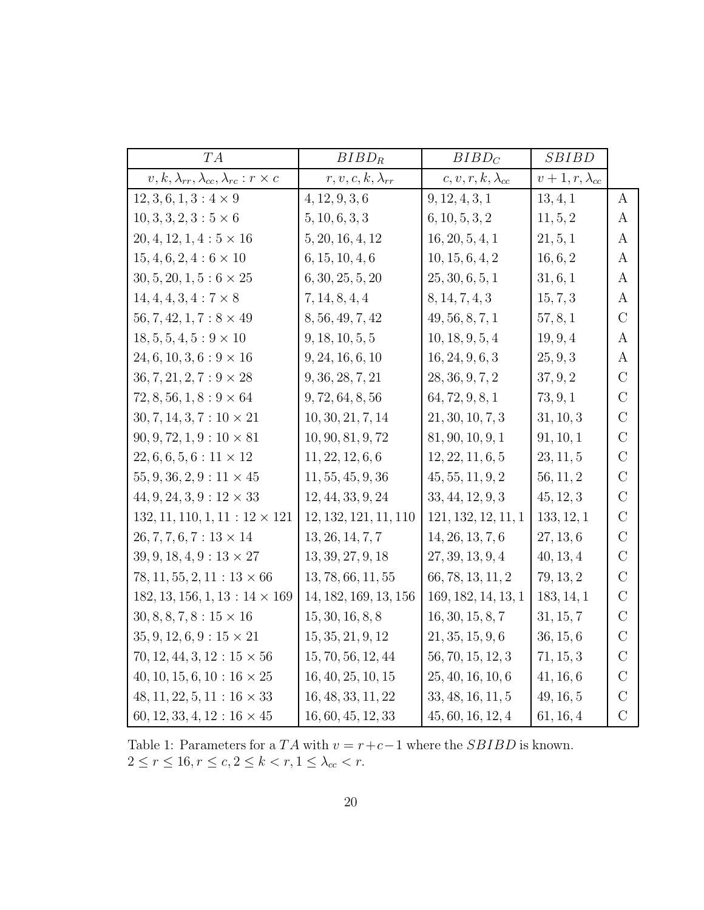| $TA$ | $BIBD_R$ | $BIBD_C$ | $SBIBD$ | |
|---|---|---|---|---|
| $v, k, \lambda_{rr}, \lambda_{cc}, \lambda_{rc} : r \times c$ | $r, v, c, k, \lambda_{rr}$ | $c, v, r, k, \lambda_{cc}$ | $v+1, r, \lambda_{cc}$ | |
| $12, 3, 6, 1, 3 : 4 \times 9$ | $4, 12, 9, 3, 6$ | $9, 12, 4, 3, 1$ | $13, 4, 1$ | A |
| $10, 3, 3, 2, 3 : 5 \times 6$ | $5, 10, 6, 3, 3$ | $6, 10, 5, 3, 2$ | $11, 5, 2$ | A |
| $20, 4, 12, 1, 4 : 5 \times 16$ | $5, 20, 16, 4, 12$ | $16, 20, 5, 4, 1$ | $21, 5, 1$ | A |
| $15, 4, 6, 2, 4 : 6 \times 10$ | $6, 15, 10, 4, 6$ | $10, 15, 6, 4, 2$ | $16, 6, 2$ | A |
| $30, 5, 20, 1, 5 : 6 \times 25$ | $6, 30, 25, 5, 20$ | $25, 30, 6, 5, 1$ | $31, 6, 1$ | A |
| $14, 4, 4, 3, 4 : 7 \times 8$ | $7, 14, 8, 4, 4$ | $8, 14, 7, 4, 3$ | $15, 7, 3$ | A |
| $56, 7, 42, 1, 7 : 8 \times 49$ | $8, 56, 49, 7, 42$ | $49, 56, 8, 7, 1$ | $57, 8, 1$ | C |
| $18, 5, 5, 4, 5 : 9 \times 10$ | $9, 18, 10, 5, 5$ | $10, 18, 9, 5, 4$ | $19, 9, 4$ | A |
| $24, 6, 10, 3, 6 : 9 \times 16$ | $9, 24, 16, 6, 10$ | $16, 24, 9, 6, 3$ | $25, 9, 3$ | A |
| $36, 7, 21, 2, 7 : 9 \times 28$ | $9, 36, 28, 7, 21$ | $28, 36, 9, 7, 2$ | $37, 9, 2$ | C |
| $72, 8, 56, 1, 8 : 9 \times 64$ | $9, 72, 64, 8, 56$ | $64, 72, 9, 8, 1$ | $73, 9, 1$ | C |
| $30, 7, 14, 3, 7 : 10 \times 21$ | $10, 30, 21, 7, 14$ | $21, 30, 10, 7, 3$ | $31, 10, 3$ | C |
| $90, 9, 72, 1, 9 : 10 \times 81$ | $10, 90, 81, 9, 72$ | $81, 90, 10, 9, 1$ | $91, 10, 1$ | C |
| $22, 6, 6, 5, 6 : 11 \times 12$ | $11, 22, 12, 6, 6$ | $12, 22, 11, 6, 5$ | $23, 11, 5$ | C |
| $55, 9, 36, 2, 9 : 11 \times 45$ | $11, 55, 45, 9, 36$ | $45, 55, 11, 9, 2$ | $56, 11, 2$ | C |
| $44, 9, 24, 3, 9 : 12 \times 33$ | $12, 44, 33, 9, 24$ | $33, 44, 12, 9, 3$ | $45, 12, 3$ | C |
| $132, 11, 110, 1, 11 : 12 \times 121$ | $12, 132, 121, 11, 110$ | $121, 132, 12, 11, 1$ | $133, 12, 1$ | C |
| $26, 7, 7, 6, 7 : 13 \times 14$ | $13, 26, 14, 7, 7$ | $14, 26, 13, 7, 6$ | $27, 13, 6$ | C |
| $39, 9, 18, 4, 9 : 13 \times 27$ | $13, 39, 27, 9, 18$ | $27, 39, 13, 9, 4$ | $40, 13, 4$ | C |
| $78, 11, 55, 2, 11 : 13 \times 66$ | $13, 78, 66, 11, 55$ | $66, 78, 13, 11, 2$ | $79, 13, 2$ | C |
| $182, 13, 156, 1, 13 : 14 \times 169$ | $14, 182, 169, 13, 156$ | $169, 182, 14, 13, 1$ | $183, 14, 1$ | C |
| $30, 8, 8, 7, 8 : 15 \times 16$ | $15, 30, 16, 8, 8$ | $16, 30, 15, 8, 7$ | $31, 15, 7$ | C |
| $35, 9, 12, 6, 9 : 15 \times 21$ | $15, 35, 21, 9, 12$ | $21, 35, 15, 9, 6$ | $36, 15, 6$ | C |
| $70, 12, 44, 3, 12 : 15 \times 56$ | $15, 70, 56, 12, 44$ | $56, 70, 15, 12, 3$ | $71, 15, 3$ | C |
| $40, 10, 15, 6, 10 : 16 \times 25$ | $16, 40, 25, 10, 15$ | $25, 40, 16, 10, 6$ | $41, 16, 6$ | C |
| $48, 11, 22, 5, 11 : 16 \times 33$ | $16, 48, 33, 11, 22$ | $33, 48, 16, 11, 5$ | $49, 16, 5$ | C |
| $60, 12, 33, 4, 12 : 16 \times 45$ | $16, 60, 45, 12, 33$ | $45, 60, 16, 12, 4$ | $61, 16, 4$ | C |

Table 1: Parameters for a $TA$ with $v = r+c-1$ where the $SBIBD$ is known. $2 \leq r \leq 16, r \leq c, 2 \leq k < r, 1 \leq \lambda_{cc} < r$.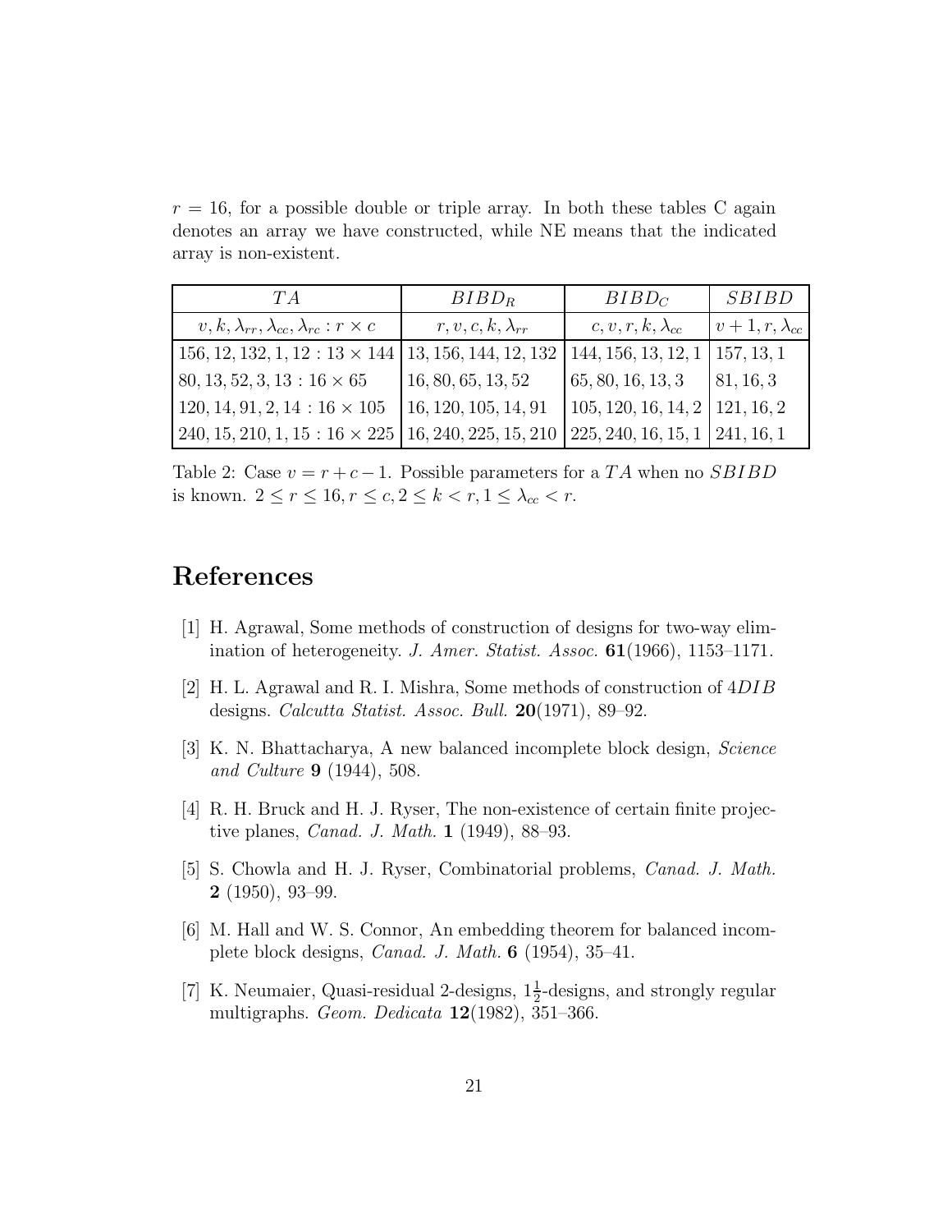$r = 16$, for a possible double or triple array. In both these tables C again denotes an array we have constructed, while NE means that the indicated array is non-existent.

| $TA$ | $BIBD_R$ | $BIBD_C$ | $SBIBD$ |
|---|---|---|---|
| $v, k, \lambda_{rr}, \lambda_{cc}, \lambda_{rc} : r \times c$ | $r, v, c, k, \lambda_{rr}$ | $c, v, r, k, \lambda_{cc}$ | $v+1, r, \lambda_{cc}$ |
| $156, 12, 132, 1, 12 : 13 \times 144$ | $13, 156, 144, 12, 132$ | $144, 156, 13, 12, 1$ | $157, 13, 1$ |
| $80, 13, 52, 3, 13 : 16 \times 65$ | $16, 80, 65, 13, 52$ | $65, 80, 16, 13, 3$ | $81, 16, 3$ |
| $120, 14, 91, 2, 14 : 16 \times 105$ | $16, 120, 105, 14, 91$ | $105, 120, 16, 14, 2$ | $121, 16, 2$ |
| $240, 15, 210, 1, 15 : 16 \times 225$ | $16, 240, 225, 15, 210$ | $225, 240, 16, 15, 1$ | $241, 16, 1$ |

Table 2: Case $v = r + c - 1$. Possible parameters for a $TA$ when no $SBIBD$ is known. $2 \leq r \leq 16, r \leq c, 2 \leq k < r, 1 \leq \lambda_{cc} < r$.

# References

[1] H. Agrawal, Some methods of construction of designs for two-way elimination of heterogeneity. *J. Amer. Statist. Assoc.* **61**(1966), 1153–1171.

[2] H. L. Agrawal and R. I. Mishra, Some methods of construction of $4DIB$ designs. *Calcutta Statist. Assoc. Bull.* **20**(1971), 89–92.

[3] K. N. Bhattacharya, A new balanced incomplete block design, *Science and Culture* **9** (1944), 508.

[4] R. H. Bruck and H. J. Ryser, The non-existence of certain finite projective planes, *Canad. J. Math.* **1** (1949), 88–93.

[5] S. Chowla and H. J. Ryser, Combinatorial problems, *Canad. J. Math.* **2** (1950), 93–99.

[6] M. Hall and W. S. Connor, An embedding theorem for balanced incomplete block designs, *Canad. J. Math.* **6** (1954), 35–41.

[7] K. Neumaier, Quasi-residual 2-designs, $1\frac{1}{2}$-designs, and strongly regular multigraphs. *Geom. Dedicata* **12**(1982), 351–366.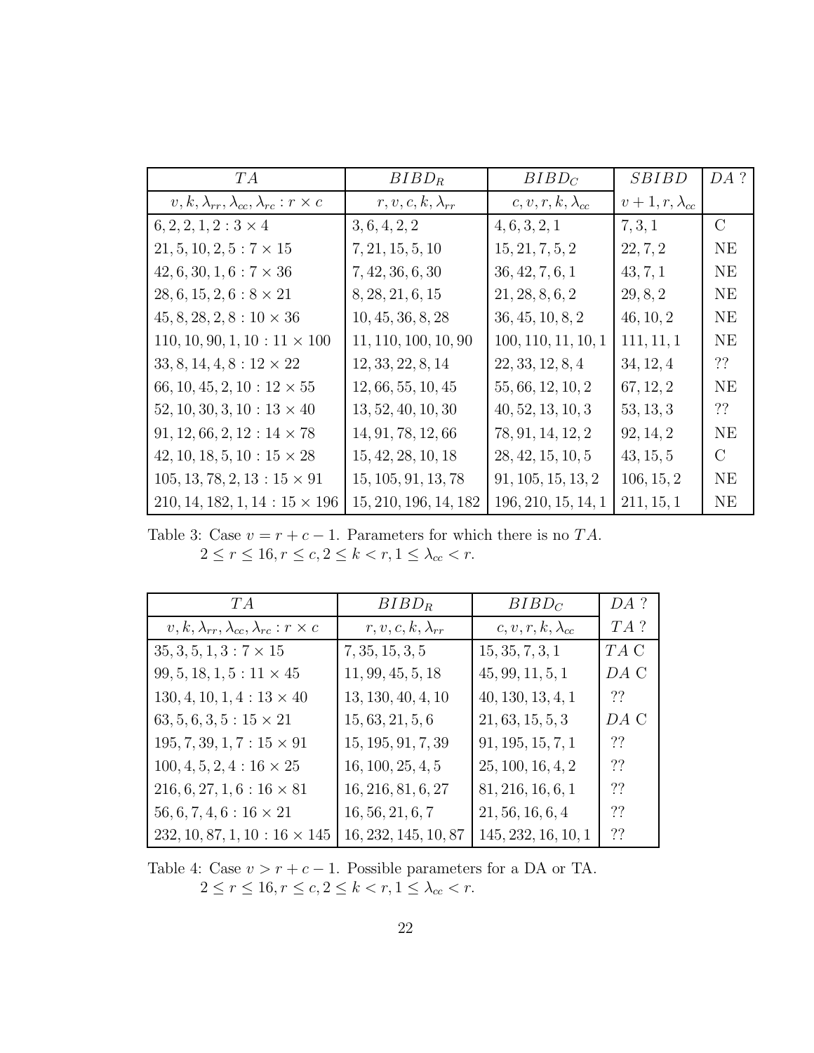| $TA$ | $BIBD_R$ | $BIBD_C$ | $SBIBD$ | $DA$ ? |
|---|---|---|---|---|
| $v, k, \lambda_{rr}, \lambda_{cc}, \lambda_{rc} : r \times c$ | $r, v, c, k, \lambda_{rr}$ | $c, v, r, k, \lambda_{cc}$ | $v+1, r, \lambda_{cc}$ | |
| $6, 2, 2, 1, 2 : 3 \times 4$ | $3, 6, 4, 2, 2$ | $4, 6, 3, 2, 1$ | $7, 3, 1$ | C |
| $21, 5, 10, 2, 5 : 7 \times 15$ | $7, 21, 15, 5, 10$ | $15, 21, 7, 5, 2$ | $22, 7, 2$ | NE |
| $42, 6, 30, 1, 6 : 7 \times 36$ | $7, 42, 36, 6, 30$ | $36, 42, 7, 6, 1$ | $43, 7, 1$ | NE |
| $28, 6, 15, 2, 6 : 8 \times 21$ | $8, 28, 21, 6, 15$ | $21, 28, 8, 6, 2$ | $29, 8, 2$ | NE |
| $45, 8, 28, 2, 8 : 10 \times 36$ | $10, 45, 36, 8, 28$ | $36, 45, 10, 8, 2$ | $46, 10, 2$ | NE |
| $110, 10, 90, 1, 10 : 11 \times 100$ | $11, 110, 100, 10, 90$ | $100, 110, 11, 10, 1$ | $111, 11, 1$ | NE |
| $33, 8, 14, 4, 8 : 12 \times 22$ | $12, 33, 22, 8, 14$ | $22, 33, 12, 8, 4$ | $34, 12, 4$ | ?? |
| $66, 10, 45, 2, 10 : 12 \times 55$ | $12, 66, 55, 10, 45$ | $55, 66, 12, 10, 2$ | $67, 12, 2$ | NE |
| $52, 10, 30, 3, 10 : 13 \times 40$ | $13, 52, 40, 10, 30$ | $40, 52, 13, 10, 3$ | $53, 13, 3$ | ?? |
| $91, 12, 66, 2, 12 : 14 \times 78$ | $14, 91, 78, 12, 66$ | $78, 91, 14, 12, 2$ | $92, 14, 2$ | NE |
| $42, 10, 18, 5, 10 : 15 \times 28$ | $15, 42, 28, 10, 18$ | $28, 42, 15, 10, 5$ | $43, 15, 5$ | C |
| $105, 13, 78, 2, 13 : 15 \times 91$ | $15, 105, 91, 13, 78$ | $91, 105, 15, 13, 2$ | $106, 15, 2$ | NE |
| $210, 14, 182, 1, 14 : 15 \times 196$ | $15, 210, 196, 14, 182$ | $196, 210, 15, 14, 1$ | $211, 15, 1$ | NE |

Table 3: Case $v = r + c - 1$. Parameters for which there is no $TA$.
$2 \leq r \leq 16, r \leq c, 2 \leq k < r, 1 \leq \lambda_{cc} < r$.

| $TA$ | $BIBD_R$ | $BIBD_C$ | $DA$ ? |
|---|---|---|---|
| $v, k, \lambda_{rr}, \lambda_{cc}, \lambda_{rc} : r \times c$ | $r, v, c, k, \lambda_{rr}$ | $c, v, r, k, \lambda_{cc}$ | $TA$ ? |
| $35, 3, 5, 1, 3 : 7 \times 15$ | $7, 35, 15, 3, 5$ | $15, 35, 7, 3, 1$ | $TA$ C |
| $99, 5, 18, 1, 5 : 11 \times 45$ | $11, 99, 45, 5, 18$ | $45, 99, 11, 5, 1$ | $DA$ C |
| $130, 4, 10, 1, 4 : 13 \times 40$ | $13, 130, 40, 4, 10$ | $40, 130, 13, 4, 1$ | ?? |
| $63, 5, 6, 3, 5 : 15 \times 21$ | $15, 63, 21, 5, 6$ | $21, 63, 15, 5, 3$ | $DA$ C |
| $195, 7, 39, 1, 7 : 15 \times 91$ | $15, 195, 91, 7, 39$ | $91, 195, 15, 7, 1$ | ?? |
| $100, 4, 5, 2, 4 : 16 \times 25$ | $16, 100, 25, 4, 5$ | $25, 100, 16, 4, 2$ | ?? |
| $216, 6, 27, 1, 6 : 16 \times 81$ | $16, 216, 81, 6, 27$ | $81, 216, 16, 6, 1$ | ?? |
| $56, 6, 7, 4, 6 : 16 \times 21$ | $16, 56, 21, 6, 7$ | $21, 56, 16, 6, 4$ | ?? |
| $232, 10, 87, 1, 10 : 16 \times 145$ | $16, 232, 145, 10, 87$ | $145, 232, 16, 10, 1$ | ?? |

Table 4: Case $v > r + c - 1$. Possible parameters for a DA or TA.
$2 \leq r \leq 16, r \leq c, 2 \leq k < r, 1 \leq \lambda_{cc} < r$.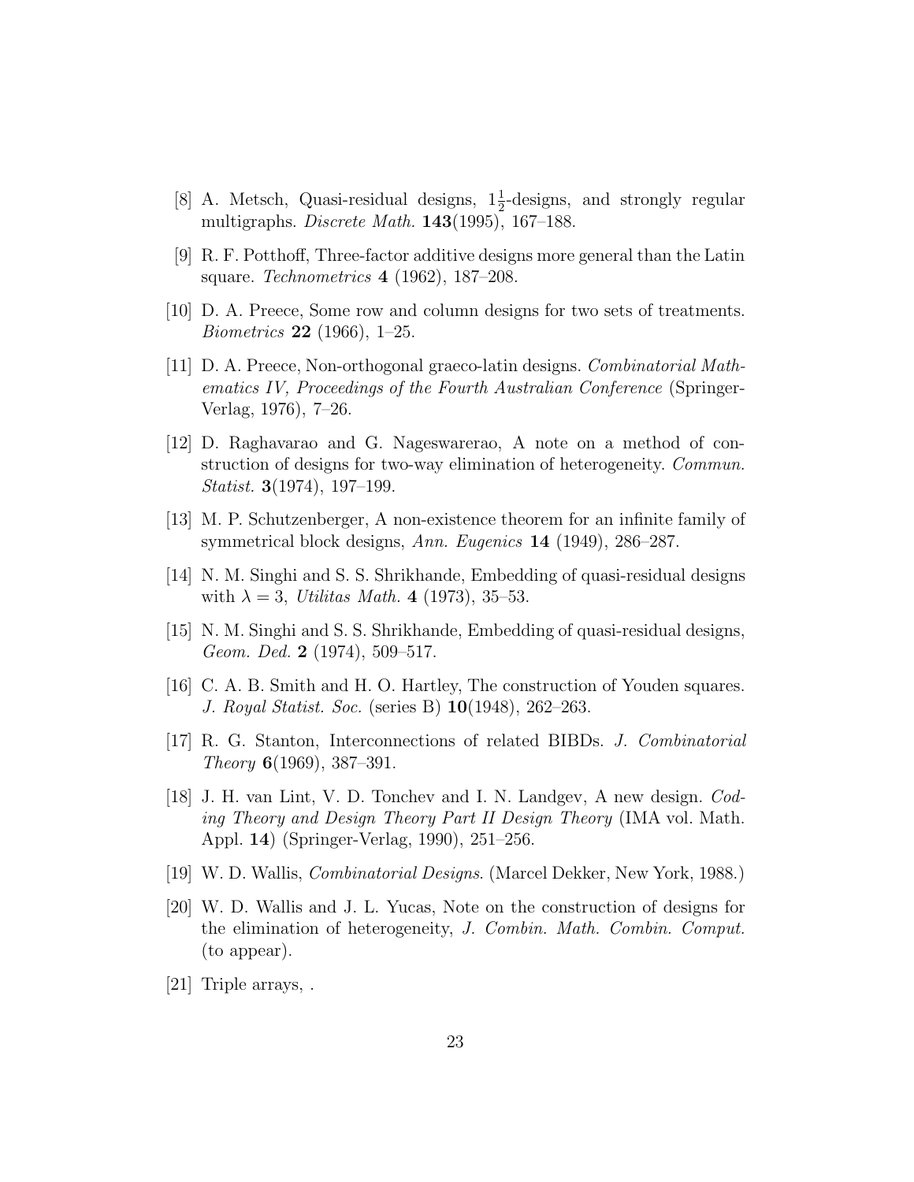[8] A. Metsch, Quasi-residual designs, $1\frac{1}{2}$-designs, and strongly regular multigraphs. *Discrete Math.* **143**(1995), 167–188.

[9] R. F. Potthoff, Three-factor additive designs more general than the Latin square. *Technometrics* **4** (1962), 187–208.

[10] D. A. Preece, Some row and column designs for two sets of treatments. *Biometrics* **22** (1966), 1–25.

[11] D. A. Preece, Non-orthogonal graeco-latin designs. *Combinatorial Mathematics IV, Proceedings of the Fourth Australian Conference* (Springer-Verlag, 1976), 7–26.

[12] D. Raghavarao and G. Nageswarerao, A note on a method of construction of designs for two-way elimination of heterogeneity. *Commun. Statist.* **3**(1974), 197–199.

[13] M. P. Schutzenberger, A non-existence theorem for an infinite family of symmetrical block designs, *Ann. Eugenics* **14** (1949), 286–287.

[14] N. M. Singhi and S. S. Shrikhande, Embedding of quasi-residual designs with $\lambda = 3$, *Utilitas Math.* **4** (1973), 35–53.

[15] N. M. Singhi and S. S. Shrikhande, Embedding of quasi-residual designs, *Geom. Ded.* **2** (1974), 509–517.

[16] C. A. B. Smith and H. O. Hartley, The construction of Youden squares. *J. Royal Statist. Soc.* (series B) **10**(1948), 262–263.

[17] R. G. Stanton, Interconnections of related BIBDs. *J. Combinatorial Theory* **6**(1969), 387–391.

[18] J. H. van Lint, V. D. Tonchev and I. N. Landgev, A new design. *Coding Theory and Design Theory Part II Design Theory* (IMA vol. Math. Appl. **14**) (Springer-Verlag, 1990), 251–256.

[19] W. D. Wallis, *Combinatorial Designs*. (Marcel Dekker, New York, 1988.)

[20] W. D. Wallis and J. L. Yucas, Note on the construction of designs for the elimination of heterogeneity, *J. Combin. Math. Combin. Comput.* (to appear).

[21] Triple arrays, .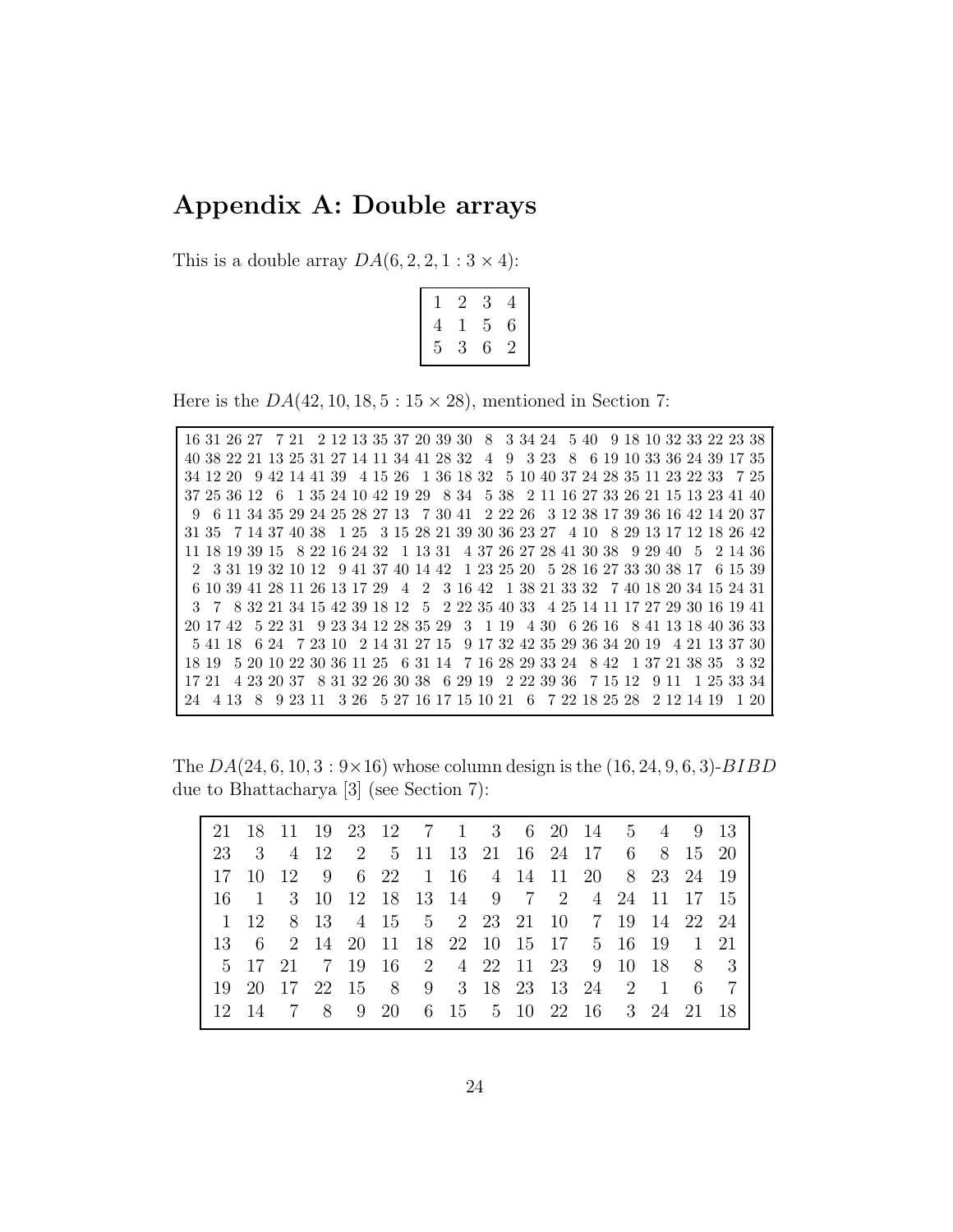# Appendix A: Double arrays

This is a double array $DA(6, 2, 2, 1 : 3 \times 4)$:

| | | | |
|---|---|---|---|
| 1 | 2 | 3 | 4 |
| 4 | 1 | 5 | 6 |
| 5 | 3 | 6 | 2 |

Here is the $DA(42, 10, 18, 5 : 15 \times 28)$, mentioned in Section 7:

| | | | | | | | | | | | | | | | | | | | | | | | | | | | |
|---|---|---|---|---|---|---|---|---|---|---|---|---|---|---|---|---|---|---|---|---|---|---|---|---|---|---|---|
| 16 | 31 | 26 | 27 | 7 | 21 | 2 | 12 | 13 | 35 | 37 | 20 | 39 | 30 | 8 | 3 | 34 | 24 | 5 | 40 | 9 | 18 | 10 | 32 | 33 | 22 | 23 | 38 |
| 40 | 38 | 22 | 21 | 13 | 25 | 31 | 27 | 14 | 11 | 34 | 41 | 28 | 32 | 4 | 9 | 3 | 23 | 8 | 6 | 19 | 10 | 33 | 36 | 24 | 39 | 17 | 35 |
| 34 | 12 | 20 | 9 | 42 | 14 | 41 | 39 | 4 | 15 | 26 | 1 | 36 | 18 | 32 | 5 | 10 | 40 | 37 | 24 | 28 | 35 | 11 | 23 | 22 | 33 | 7 | 25 |
| 37 | 25 | 36 | 12 | 6 | 1 | 35 | 24 | 10 | 42 | 19 | 29 | 8 | 34 | 5 | 38 | 2 | 11 | 16 | 27 | 33 | 26 | 21 | 15 | 13 | 23 | 41 | 40 |
| 9 | 6 | 11 | 34 | 35 | 29 | 24 | 25 | 28 | 27 | 13 | 7 | 30 | 41 | 2 | 22 | 26 | 3 | 12 | 38 | 17 | 39 | 36 | 16 | 42 | 14 | 20 | 37 |
| 31 | 35 | 7 | 14 | 37 | 40 | 38 | 1 | 25 | 3 | 15 | 28 | 21 | 39 | 30 | 36 | 23 | 27 | 4 | 10 | 8 | 29 | 13 | 17 | 12 | 18 | 26 | 42 |
| 11 | 18 | 19 | 39 | 15 | 8 | 22 | 16 | 24 | 32 | 1 | 13 | 31 | 4 | 37 | 26 | 27 | 28 | 41 | 30 | 38 | 9 | 29 | 40 | 5 | 2 | 14 | 36 |
| 2 | 3 | 31 | 19 | 32 | 10 | 12 | 9 | 41 | 37 | 40 | 14 | 42 | 1 | 23 | 25 | 20 | 5 | 28 | 16 | 27 | 33 | 30 | 38 | 17 | 6 | 15 | 39 |
| 6 | 10 | 39 | 41 | 28 | 11 | 26 | 13 | 17 | 29 | 4 | 2 | 3 | 16 | 42 | 1 | 38 | 21 | 33 | 32 | 7 | 40 | 18 | 20 | 34 | 15 | 24 | 31 |
| 3 | 7 | 8 | 32 | 21 | 34 | 15 | 42 | 39 | 18 | 12 | 5 | 2 | 22 | 35 | 40 | 33 | 4 | 25 | 14 | 11 | 17 | 27 | 29 | 30 | 16 | 19 | 41 |
| 20 | 17 | 42 | 5 | 22 | 31 | 9 | 23 | 34 | 12 | 28 | 35 | 29 | 3 | 1 | 19 | 4 | 30 | 6 | 26 | 16 | 8 | 41 | 13 | 18 | 40 | 36 | 33 |
| 5 | 41 | 18 | 6 | 24 | 7 | 23 | 10 | 2 | 14 | 31 | 27 | 15 | 9 | 17 | 32 | 42 | 35 | 29 | 36 | 34 | 20 | 19 | 4 | 21 | 13 | 37 | 30 |
| 18 | 19 | 5 | 20 | 10 | 22 | 30 | 36 | 11 | 25 | 6 | 31 | 14 | 7 | 16 | 28 | 29 | 33 | 24 | 8 | 42 | 1 | 37 | 21 | 38 | 35 | 3 | 32 |
| 17 | 21 | 4 | 23 | 20 | 37 | 8 | 31 | 32 | 26 | 30 | 38 | 6 | 29 | 19 | 2 | 22 | 39 | 36 | 7 | 15 | 12 | 9 | 11 | 1 | 25 | 33 | 34 |
| 24 | 4 | 13 | 8 | 9 | 23 | 11 | 3 | 26 | 5 | 27 | 16 | 17 | 15 | 10 | 21 | 6 | 7 | 22 | 18 | 25 | 28 | 2 | 12 | 14 | 19 | 1 | 20 |

The $DA(24, 6, 10, 3 : 9 \times 16)$ whose column design is the $(16, 24, 9, 6, 3)$-$BIBD$ due to Bhattacharya [3] (see Section 7):

| | | | | | | | | | | | | | | | |
|---|---|---|---|---|---|---|---|---|---|---|---|---|---|---|---|
| 21 | 18 | 11 | 19 | 23 | 12 | 7 | 1 | 3 | 6 | 20 | 14 | 5 | 4 | 9 | 13 |
| 23 | 3 | 4 | 12 | 2 | 5 | 11 | 13 | 21 | 16 | 24 | 17 | 6 | 8 | 15 | 20 |
| 17 | 10 | 12 | 9 | 6 | 22 | 1 | 16 | 4 | 14 | 11 | 20 | 8 | 23 | 24 | 19 |
| 16 | 1 | 3 | 10 | 12 | 18 | 13 | 14 | 9 | 7 | 2 | 4 | 24 | 11 | 17 | 15 |
| 1 | 12 | 8 | 13 | 4 | 15 | 5 | 2 | 23 | 21 | 10 | 7 | 19 | 14 | 22 | 24 |
| 13 | 6 | 2 | 14 | 20 | 11 | 18 | 22 | 10 | 15 | 17 | 5 | 16 | 19 | 1 | 21 |
| 5 | 17 | 21 | 7 | 19 | 16 | 2 | 4 | 22 | 11 | 23 | 9 | 10 | 18 | 8 | 3 |
| 19 | 20 | 17 | 22 | 15 | 8 | 9 | 3 | 18 | 23 | 13 | 24 | 2 | 1 | 6 | 7 |
| 12 | 14 | 7 | 8 | 9 | 20 | 6 | 15 | 5 | 10 | 22 | 16 | 3 | 24 | 21 | 18 |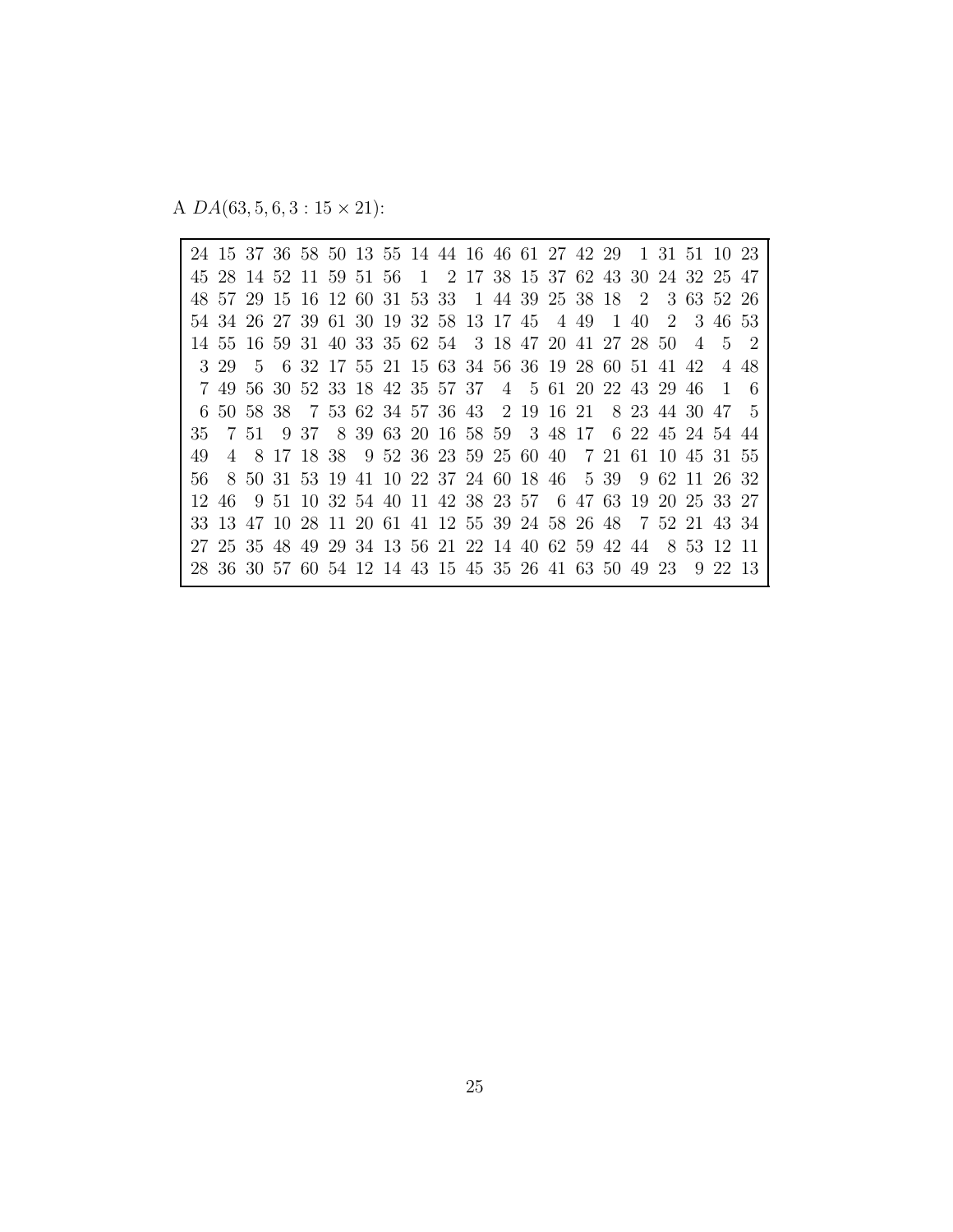A $DA(63, 5, 6, 3 : 15 \times 21)$:

| | | | | | | | | | | | | | | | | | | | | |
|---|---|---|---|---|---|---|---|---|---|---|---|---|---|---|---|---|---|---|---|---|
| 24 | 15 | 37 | 36 | 58 | 50 | 13 | 55 | 14 | 44 | 16 | 46 | 61 | 27 | 42 | 29 | 1 | 31 | 51 | 10 | 23 |
| 45 | 28 | 14 | 52 | 11 | 59 | 51 | 56 | 1 | 2 | 17 | 38 | 15 | 37 | 62 | 43 | 30 | 24 | 32 | 25 | 47 |
| 48 | 57 | 29 | 15 | 16 | 12 | 60 | 31 | 53 | 33 | 1 | 44 | 39 | 25 | 38 | 18 | 2 | 3 | 63 | 52 | 26 |
| 54 | 34 | 26 | 27 | 39 | 61 | 30 | 19 | 32 | 58 | 13 | 17 | 45 | 4 | 49 | 1 | 40 | 2 | 3 | 46 | 53 |
| 14 | 55 | 16 | 59 | 31 | 40 | 33 | 35 | 62 | 54 | 3 | 18 | 47 | 20 | 41 | 27 | 28 | 50 | 4 | 5 | 2 |
| 3 | 29 | 5 | 6 | 32 | 17 | 55 | 21 | 15 | 63 | 34 | 56 | 36 | 19 | 28 | 60 | 51 | 41 | 42 | 4 | 48 |
| 7 | 49 | 56 | 30 | 52 | 33 | 18 | 42 | 35 | 57 | 37 | 4 | 5 | 61 | 20 | 22 | 43 | 29 | 46 | 1 | 6 |
| 6 | 50 | 58 | 38 | 7 | 53 | 62 | 34 | 57 | 36 | 43 | 2 | 19 | 16 | 21 | 8 | 23 | 44 | 30 | 47 | 5 |
| 35 | 7 | 51 | 9 | 37 | 8 | 39 | 63 | 20 | 16 | 58 | 59 | 3 | 48 | 17 | 6 | 22 | 45 | 24 | 54 | 44 |
| 49 | 4 | 8 | 17 | 18 | 38 | 9 | 52 | 36 | 23 | 59 | 25 | 60 | 40 | 7 | 21 | 61 | 10 | 45 | 31 | 55 |
| 56 | 8 | 50 | 31 | 53 | 19 | 41 | 10 | 22 | 37 | 24 | 60 | 18 | 46 | 5 | 39 | 9 | 62 | 11 | 26 | 32 |
| 12 | 46 | 9 | 51 | 10 | 32 | 54 | 40 | 11 | 42 | 38 | 23 | 57 | 6 | 47 | 63 | 19 | 20 | 25 | 33 | 27 |
| 33 | 13 | 47 | 10 | 28 | 11 | 20 | 61 | 41 | 12 | 55 | 39 | 24 | 58 | 26 | 48 | 7 | 52 | 21 | 43 | 34 |
| 27 | 25 | 35 | 48 | 49 | 29 | 34 | 13 | 56 | 21 | 22 | 14 | 40 | 62 | 59 | 42 | 44 | 8 | 53 | 12 | 11 |
| 28 | 36 | 30 | 57 | 60 | 54 | 12 | 14 | 43 | 15 | 45 | 35 | 26 | 41 | 63 | 50 | 49 | 23 | 9 | 22 | 13 |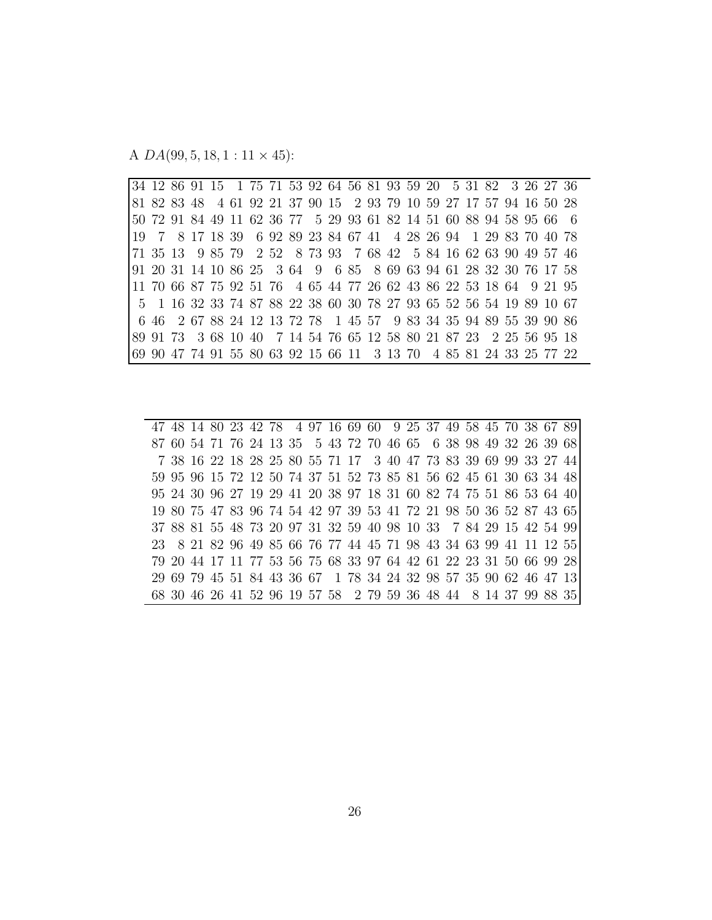A $DA(99, 5, 18, 1 : 11 \times 45)$:

| | | | | | | | | | | | | | | | | | | | | | | |
|---|---|---|---|---|---|---|---|---|---|---|---|---|---|---|---|---|---|---|---|---|---|---|
| 34 | 12 | 86 | 91 | 15 | 1 | 75 | 71 | 53 | 92 | 64 | 56 | 81 | 93 | 59 | 20 | 5 | 31 | 82 | 3 | 26 | 27 | 36 |
| 81 | 82 | 83 | 48 | 4 | 61 | 92 | 21 | 37 | 90 | 15 | 2 | 93 | 79 | 10 | 59 | 27 | 17 | 57 | 94 | 16 | 50 | 28 |
| 50 | 72 | 91 | 84 | 49 | 11 | 62 | 36 | 77 | 5 | 29 | 93 | 61 | 82 | 14 | 51 | 60 | 88 | 94 | 58 | 95 | 66 | 6 |
| 19 | 7 | 8 | 17 | 18 | 39 | 6 | 92 | 89 | 23 | 84 | 67 | 41 | 4 | 28 | 26 | 94 | 1 | 29 | 83 | 70 | 40 | 78 |
| 71 | 35 | 13 | 9 | 85 | 79 | 2 | 52 | 8 | 73 | 93 | 7 | 68 | 42 | 5 | 84 | 16 | 62 | 63 | 90 | 49 | 57 | 46 |
| 91 | 20 | 31 | 14 | 10 | 86 | 25 | 3 | 64 | 9 | 6 | 85 | 8 | 69 | 63 | 94 | 61 | 28 | 32 | 30 | 76 | 17 | 58 |
| 11 | 70 | 66 | 87 | 75 | 92 | 51 | 76 | 4 | 65 | 44 | 77 | 26 | 62 | 43 | 86 | 22 | 53 | 18 | 64 | 9 | 21 | 95 |
| 5 | 1 | 16 | 32 | 33 | 74 | 87 | 88 | 22 | 38 | 60 | 30 | 78 | 27 | 93 | 65 | 52 | 56 | 54 | 19 | 89 | 10 | 67 |
| 6 | 46 | 2 | 67 | 88 | 24 | 12 | 13 | 72 | 78 | 1 | 45 | 57 | 9 | 83 | 34 | 35 | 94 | 89 | 55 | 39 | 90 | 86 |
| 89 | 91 | 73 | 3 | 68 | 10 | 40 | 7 | 14 | 54 | 76 | 65 | 12 | 58 | 80 | 21 | 87 | 23 | 2 | 25 | 56 | 95 | 18 |
| 69 | 90 | 47 | 74 | 91 | 55 | 80 | 63 | 92 | 15 | 66 | 11 | 3 | 13 | 70 | 4 | 85 | 81 | 24 | 33 | 25 | 77 | 22 |

| | | | | | | | | | | | | | | | | | | | | | |
|---|---|---|---|---|---|---|---|---|---|---|---|---|---|---|---|---|---|---|---|---|---|
| 47 | 48 | 14 | 80 | 23 | 42 | 78 | 4 | 97 | 16 | 69 | 60 | 9 | 25 | 37 | 49 | 58 | 45 | 70 | 38 | 67 | 89 |
| 87 | 60 | 54 | 71 | 76 | 24 | 13 | 35 | 5 | 43 | 72 | 70 | 46 | 65 | 6 | 38 | 98 | 49 | 32 | 26 | 39 | 68 |
| 7 | 38 | 16 | 22 | 18 | 28 | 25 | 80 | 55 | 71 | 17 | 3 | 40 | 47 | 73 | 83 | 39 | 69 | 99 | 33 | 27 | 44 |
| 59 | 95 | 96 | 15 | 72 | 12 | 50 | 74 | 37 | 51 | 52 | 73 | 85 | 81 | 56 | 62 | 45 | 61 | 30 | 63 | 34 | 48 |
| 95 | 24 | 30 | 96 | 27 | 19 | 29 | 41 | 20 | 38 | 97 | 18 | 31 | 60 | 82 | 74 | 75 | 51 | 86 | 53 | 64 | 40 |
| 19 | 80 | 75 | 47 | 83 | 96 | 74 | 54 | 42 | 97 | 39 | 53 | 41 | 72 | 21 | 98 | 50 | 36 | 52 | 87 | 43 | 65 |
| 37 | 88 | 81 | 55 | 48 | 73 | 20 | 97 | 31 | 32 | 59 | 40 | 98 | 10 | 33 | 7 | 84 | 29 | 15 | 42 | 54 | 99 |
| 23 | 8 | 21 | 82 | 96 | 49 | 85 | 66 | 76 | 77 | 44 | 45 | 71 | 98 | 43 | 34 | 63 | 99 | 41 | 11 | 12 | 55 |
| 79 | 20 | 44 | 17 | 11 | 77 | 53 | 56 | 75 | 68 | 33 | 97 | 64 | 42 | 61 | 22 | 23 | 31 | 50 | 66 | 99 | 28 |
| 29 | 69 | 79 | 45 | 51 | 84 | 43 | 36 | 67 | 1 | 78 | 34 | 24 | 32 | 98 | 57 | 35 | 90 | 62 | 46 | 47 | 13 |
| 68 | 30 | 46 | 26 | 41 | 52 | 96 | 19 | 57 | 58 | 2 | 79 | 59 | 36 | 48 | 44 | 8 | 14 | 37 | 99 | 88 | 35 |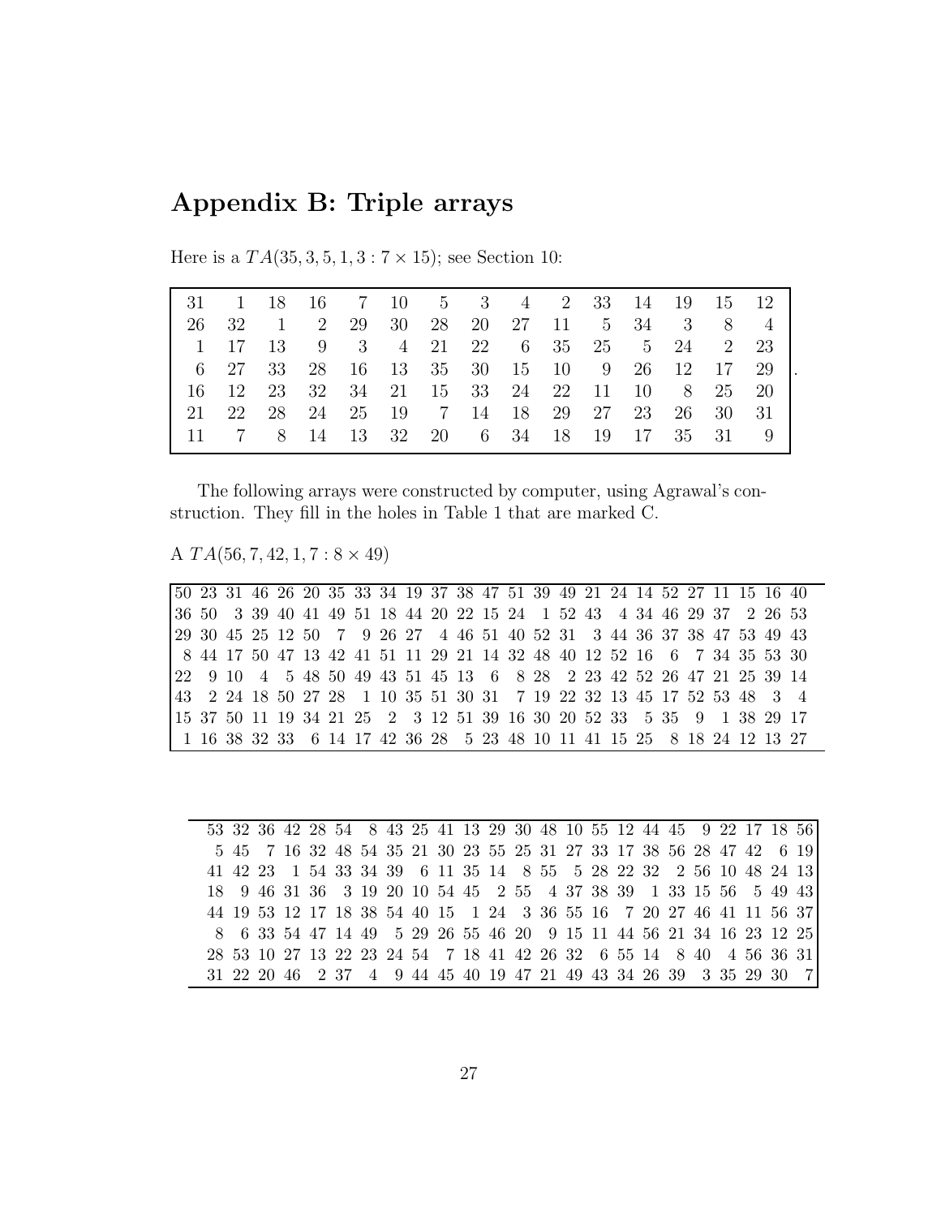## Appendix B: Triple arrays

Here is a $TA(35, 3, 5, 1, 3 : 7 \times 15)$; see Section 10:

| | | | | | | | | | | | | | | |
|---|---|---|---|---|---|---|---|---|---|---|---|---|---|---|
| 31 | 1 | 18 | 16 | 7 | 10 | 5 | 3 | 4 | 2 | 33 | 14 | 19 | 15 | 12 |
| 26 | 32 | 1 | 2 | 29 | 30 | 28 | 20 | 27 | 11 | 5 | 34 | 3 | 8 | 4 |
| 1 | 17 | 13 | 9 | 3 | 4 | 21 | 22 | 6 | 35 | 25 | 5 | 24 | 2 | 23 |
| 6 | 27 | 33 | 28 | 16 | 13 | 35 | 30 | 15 | 10 | 9 | 26 | 12 | 17 | 29 |
| 16 | 12 | 23 | 32 | 34 | 21 | 15 | 33 | 24 | 22 | 11 | 10 | 8 | 25 | 20 |
| 21 | 22 | 28 | 24 | 25 | 19 | 7 | 14 | 18 | 29 | 27 | 23 | 26 | 30 | 31 |
| 11 | 7 | 8 | 14 | 13 | 32 | 20 | 6 | 34 | 18 | 19 | 17 | 35 | 31 | 9 |

The following arrays were constructed by computer, using Agrawal's construction. They fill in the holes in Table 1 that are marked C.

A $TA(56, 7, 42, 1, 7 : 8 \times 49)$

| | | | | | | | | | | | | | | | | | | | | | | | | |
|---|---|---|---|---|---|---|---|---|---|---|---|---|---|---|---|---|---|---|---|---|---|---|---|---|
| 50 | 23 | 31 | 46 | 26 | 20 | 35 | 33 | 34 | 19 | 37 | 38 | 47 | 51 | 39 | 49 | 21 | 24 | 14 | 52 | 27 | 11 | 15 | 16 | 40 |
| 36 | 50 | 3 | 39 | 40 | 41 | 49 | 51 | 18 | 44 | 20 | 22 | 15 | 24 | 1 | 52 | 43 | 4 | 34 | 46 | 29 | 37 | 2 | 26 | 53 |
| 29 | 30 | 45 | 25 | 12 | 50 | 7 | 9 | 26 | 27 | 4 | 46 | 51 | 40 | 52 | 31 | 3 | 44 | 36 | 37 | 38 | 47 | 53 | 49 | 43 |
| 8 | 44 | 17 | 50 | 47 | 13 | 42 | 41 | 51 | 11 | 29 | 21 | 14 | 32 | 48 | 40 | 12 | 52 | 16 | 6 | 7 | 34 | 35 | 53 | 30 |
| 22 | 9 | 10 | 4 | 5 | 48 | 50 | 49 | 43 | 51 | 45 | 13 | 6 | 8 | 28 | 2 | 23 | 42 | 52 | 26 | 47 | 21 | 25 | 39 | 14 |
| 43 | 2 | 24 | 18 | 50 | 27 | 28 | 1 | 10 | 35 | 51 | 30 | 31 | 7 | 19 | 22 | 32 | 13 | 45 | 17 | 52 | 53 | 48 | 3 | 4 |
| 15 | 37 | 50 | 11 | 19 | 34 | 21 | 25 | 2 | 3 | 12 | 51 | 39 | 16 | 30 | 20 | 52 | 33 | 5 | 35 | 9 | 1 | 38 | 29 | 17 |
| 1 | 16 | 38 | 32 | 33 | 6 | 14 | 17 | 42 | 36 | 28 | 5 | 23 | 48 | 10 | 11 | 41 | 15 | 25 | 8 | 18 | 24 | 12 | 13 | 27 |

| | | | | | | | | | | | | | | | | | | | | | | | |
|---|---|---|---|---|---|---|---|---|---|---|---|---|---|---|---|---|---|---|---|---|---|---|---|
| 53 | 32 | 36 | 42 | 28 | 54 | 8 | 43 | 25 | 41 | 13 | 29 | 30 | 48 | 10 | 55 | 12 | 44 | 45 | 9 | 22 | 17 | 18 | 56 |
| 5 | 45 | 7 | 16 | 32 | 48 | 54 | 35 | 21 | 30 | 23 | 55 | 25 | 31 | 27 | 33 | 17 | 38 | 56 | 28 | 47 | 42 | 6 | 19 |
| 41 | 42 | 23 | 1 | 54 | 33 | 34 | 39 | 6 | 11 | 35 | 14 | 8 | 55 | 5 | 28 | 22 | 32 | 2 | 56 | 10 | 48 | 24 | 13 |
| 18 | 9 | 46 | 31 | 36 | 3 | 19 | 20 | 10 | 54 | 45 | 2 | 55 | 4 | 37 | 38 | 39 | 1 | 33 | 15 | 56 | 5 | 49 | 43 |
| 44 | 19 | 53 | 12 | 17 | 18 | 38 | 54 | 40 | 15 | 1 | 24 | 3 | 36 | 55 | 16 | 7 | 20 | 27 | 46 | 41 | 11 | 56 | 37 |
| 8 | 6 | 33 | 54 | 47 | 14 | 49 | 5 | 29 | 26 | 55 | 46 | 20 | 9 | 15 | 11 | 44 | 56 | 21 | 34 | 16 | 23 | 12 | 25 |
| 28 | 53 | 10 | 27 | 13 | 22 | 23 | 24 | 54 | 7 | 18 | 41 | 42 | 26 | 32 | 6 | 55 | 14 | 8 | 40 | 4 | 56 | 36 | 31 |
| 31 | 22 | 20 | 46 | 2 | 37 | 4 | 9 | 44 | 45 | 40 | 19 | 47 | 21 | 49 | 43 | 34 | 26 | 39 | 3 | 35 | 29 | 30 | 7 |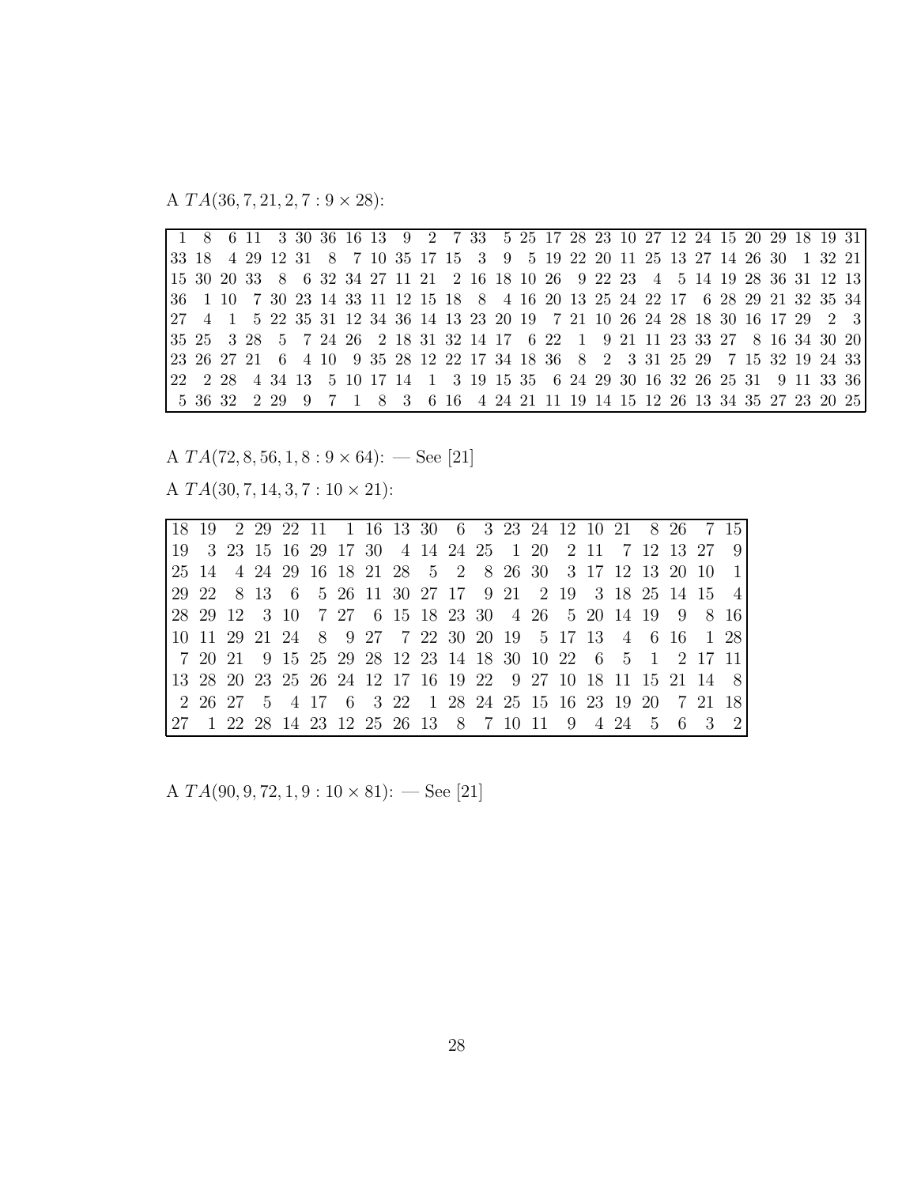A $TA(36, 7, 21, 2, 7 : 9 \times 28)$:

| | | | | | | | | | | | | | | | | | | | | | | | | | | | |
|---|---|---|---|---|---|---|---|---|---|---|---|---|---|---|---|---|---|---|---|---|---|---|---|---|---|---|---|
| 1 | 8 | 6 | 11 | 3 | 30 | 36 | 16 | 13 | 9 | 2 | 7 | 33 | 5 | 25 | 17 | 28 | 23 | 10 | 27 | 12 | 24 | 15 | 20 | 29 | 18 | 19 | 31 |
| 33 | 18 | 4 | 29 | 12 | 31 | 8 | 7 | 10 | 35 | 17 | 15 | 3 | 9 | 5 | 19 | 22 | 20 | 11 | 25 | 13 | 27 | 14 | 26 | 30 | 1 | 32 | 21 |
| 15 | 30 | 20 | 33 | 8 | 6 | 32 | 34 | 27 | 11 | 21 | 2 | 16 | 18 | 10 | 26 | 9 | 22 | 23 | 4 | 5 | 14 | 19 | 28 | 36 | 31 | 12 | 13 |
| 36 | 1 | 10 | 7 | 30 | 23 | 14 | 33 | 11 | 12 | 15 | 18 | 8 | 4 | 16 | 20 | 13 | 25 | 24 | 22 | 17 | 6 | 28 | 29 | 21 | 32 | 35 | 34 |
| 27 | 4 | 1 | 5 | 22 | 35 | 31 | 12 | 34 | 36 | 14 | 13 | 23 | 20 | 19 | 7 | 21 | 10 | 26 | 24 | 28 | 18 | 30 | 16 | 17 | 29 | 2 | 3 |
| 35 | 25 | 3 | 28 | 5 | 7 | 24 | 26 | 2 | 18 | 31 | 32 | 14 | 17 | 6 | 22 | 1 | 9 | 21 | 11 | 23 | 33 | 27 | 8 | 16 | 34 | 30 | 20 |
| 23 | 26 | 27 | 21 | 6 | 4 | 10 | 9 | 35 | 28 | 12 | 22 | 17 | 34 | 18 | 36 | 8 | 2 | 3 | 31 | 25 | 29 | 7 | 15 | 32 | 19 | 24 | 33 |
| 22 | 2 | 28 | 4 | 34 | 13 | 5 | 10 | 17 | 14 | 1 | 3 | 19 | 15 | 35 | 6 | 24 | 29 | 30 | 16 | 32 | 26 | 25 | 31 | 9 | 11 | 33 | 36 |
| 5 | 36 | 32 | 2 | 29 | 9 | 7 | 1 | 8 | 3 | 6 | 16 | 4 | 24 | 21 | 11 | 19 | 14 | 15 | 12 | 26 | 13 | 34 | 35 | 27 | 23 | 20 | 25 |

A $TA(72, 8, 56, 1, 8 : 9 \times 64)$: — See [21]

A $TA(30, 7, 14, 3, 7 : 10 \times 21)$:

| | | | | | | | | | | | | | | | | | | | | |
|---|---|---|---|---|---|---|---|---|---|---|---|---|---|---|---|---|---|---|---|---|
| 18 | 19 | 2 | 29 | 22 | 11 | 1 | 16 | 13 | 30 | 6 | 3 | 23 | 24 | 12 | 10 | 21 | 8 | 26 | 7 | 15 |
| 19 | 3 | 23 | 15 | 16 | 29 | 17 | 30 | 4 | 14 | 24 | 25 | 1 | 20 | 2 | 11 | 7 | 12 | 13 | 27 | 9 |
| 25 | 14 | 4 | 24 | 29 | 16 | 18 | 21 | 28 | 5 | 2 | 8 | 26 | 30 | 3 | 17 | 12 | 13 | 20 | 10 | 1 |
| 29 | 22 | 8 | 13 | 6 | 5 | 26 | 11 | 30 | 27 | 17 | 9 | 21 | 2 | 19 | 3 | 18 | 25 | 14 | 15 | 4 |
| 28 | 29 | 12 | 3 | 10 | 7 | 27 | 6 | 15 | 18 | 23 | 30 | 4 | 26 | 5 | 20 | 14 | 19 | 9 | 8 | 16 |
| 10 | 11 | 29 | 21 | 24 | 8 | 9 | 27 | 7 | 22 | 30 | 20 | 19 | 5 | 17 | 13 | 4 | 6 | 16 | 1 | 28 |
| 7 | 20 | 21 | 9 | 15 | 25 | 29 | 28 | 12 | 23 | 14 | 18 | 30 | 10 | 22 | 6 | 5 | 1 | 2 | 17 | 11 |
| 13 | 28 | 20 | 23 | 25 | 26 | 24 | 12 | 17 | 16 | 19 | 22 | 9 | 27 | 10 | 18 | 11 | 15 | 21 | 14 | 8 |
| 2 | 26 | 27 | 5 | 4 | 17 | 6 | 3 | 22 | 1 | 28 | 24 | 25 | 15 | 16 | 23 | 19 | 20 | 7 | 21 | 18 |
| 27 | 1 | 22 | 28 | 14 | 23 | 12 | 25 | 26 | 13 | 8 | 7 | 10 | 11 | 9 | 4 | 24 | 5 | 6 | 3 | 2 |

A $TA(90, 9, 72, 1, 9 : 10 \times 81)$: — See [21]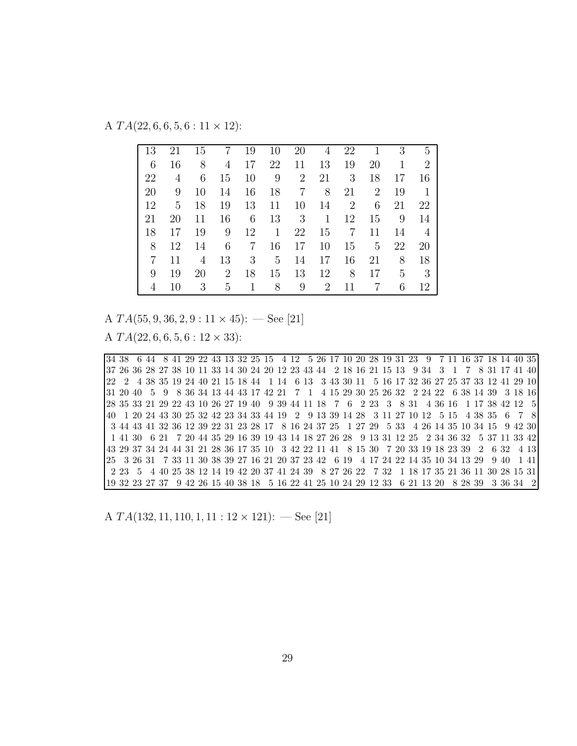A $TA(22, 6, 6, 5, 6 : 11 \times 12)$:

| | | | | | | | | | | | |
|---|---|---|---|---|---|---|---|---|---|---|---|
| 13 | 21 | 15 | 7 | 19 | 10 | 20 | 4 | 22 | 1 | 3 | 5 |
| 6 | 16 | 8 | 4 | 17 | 22 | 11 | 13 | 19 | 20 | 1 | 2 |
| 22 | 4 | 6 | 15 | 10 | 9 | 2 | 21 | 3 | 18 | 17 | 16 |
| 20 | 9 | 10 | 14 | 16 | 18 | 7 | 8 | 21 | 2 | 19 | 1 |
| 12 | 5 | 18 | 19 | 13 | 11 | 10 | 14 | 2 | 6 | 21 | 22 |
| 21 | 20 | 11 | 16 | 6 | 13 | 3 | 1 | 12 | 15 | 9 | 14 |
| 18 | 17 | 19 | 9 | 12 | 1 | 22 | 15 | 7 | 11 | 14 | 4 |
| 8 | 12 | 14 | 6 | 7 | 16 | 17 | 10 | 15 | 5 | 22 | 20 |
| 7 | 11 | 4 | 13 | 3 | 5 | 14 | 17 | 16 | 21 | 8 | 18 |
| 9 | 19 | 20 | 2 | 18 | 15 | 13 | 12 | 8 | 17 | 5 | 3 |
| 4 | 10 | 3 | 5 | 1 | 8 | 9 | 2 | 11 | 7 | 6 | 12 |

A $TA(55, 9, 36, 2, 9 : 11 \times 45)$: — See [21]

A $TA(22, 6, 6, 5, 6 : 12 \times 33)$:

| | | | | | | | | | | | | | | | | | | | | | | | | | | | | | | | | |
|---|---|---|---|---|---|---|---|---|---|---|---|---|---|---|---|---|---|---|---|---|---|---|---|---|---|---|---|---|---|---|---|---|
| 34 | 38 | 6 | 44 | 8 | 41 | 29 | 22 | 43 | 13 | 32 | 25 | 15 | 4 | 12 | 5 | 26 | 17 | 10 | 20 | 28 | 19 | 31 | 23 | 9 | 7 | 11 | 16 | 37 | 18 | 14 | 40 | 35 |
| 37 | 26 | 36 | 28 | 27 | 38 | 10 | 11 | 33 | 14 | 30 | 24 | 20 | 12 | 23 | 43 | 44 | 2 | 18 | 16 | 21 | 15 | 13 | 9 | 34 | 3 | 1 | 7 | 8 | 31 | 17 | 41 | 40 |
| 22 | 2 | 4 | 38 | 35 | 19 | 24 | 40 | 21 | 15 | 18 | 44 | 1 | 14 | 6 | 13 | 3 | 43 | 30 | 11 | 5 | 16 | 17 | 32 | 36 | 27 | 25 | 37 | 33 | 12 | 41 | 29 | 10 |
| 31 | 20 | 40 | 5 | 9 | 8 | 36 | 34 | 13 | 44 | 43 | 17 | 42 | 21 | 7 | 1 | 4 | 15 | 29 | 30 | 25 | 26 | 32 | 2 | 24 | 22 | 6 | 38 | 14 | 39 | 3 | 18 | 16 |
| 28 | 35 | 33 | 21 | 29 | 22 | 43 | 10 | 26 | 27 | 19 | 40 | 9 | 39 | 44 | 11 | 18 | 7 | 6 | 2 | 23 | 3 | 8 | 31 | 4 | 36 | 16 | 1 | 17 | 38 | 42 | 12 | 5 |
| 40 | 1 | 20 | 24 | 43 | 30 | 25 | 32 | 42 | 23 | 34 | 33 | 44 | 19 | 2 | 9 | 13 | 39 | 14 | 28 | 3 | 11 | 27 | 10 | 12 | 5 | 15 | 4 | 38 | 35 | 6 | 7 | 8 |
| 3 | 44 | 43 | 41 | 32 | 36 | 12 | 39 | 22 | 31 | 23 | 28 | 17 | 8 | 16 | 24 | 37 | 25 | 1 | 27 | 29 | 5 | 33 | 4 | 26 | 14 | 35 | 10 | 34 | 15 | 9 | 42 | 30 |
| 1 | 41 | 30 | 6 | 21 | 7 | 20 | 44 | 35 | 29 | 16 | 39 | 19 | 43 | 14 | 18 | 27 | 26 | 28 | 9 | 13 | 31 | 12 | 25 | 2 | 34 | 36 | 32 | 5 | 37 | 11 | 33 | 42 |
| 43 | 29 | 37 | 34 | 24 | 44 | 31 | 21 | 28 | 36 | 17 | 35 | 10 | 3 | 42 | 22 | 11 | 41 | 8 | 15 | 30 | 7 | 20 | 33 | 19 | 18 | 23 | 39 | 2 | 6 | 32 | 4 | 13 |
| 25 | 3 | 26 | 31 | 7 | 33 | 11 | 30 | 38 | 39 | 27 | 16 | 21 | 20 | 37 | 23 | 42 | 6 | 19 | 4 | 17 | 24 | 22 | 14 | 35 | 10 | 34 | 13 | 29 | 9 | 40 | 1 | 41 |
| 2 | 23 | 5 | 4 | 40 | 25 | 38 | 12 | 14 | 19 | 42 | 20 | 37 | 41 | 24 | 39 | 8 | 27 | 26 | 22 | 7 | 32 | 1 | 18 | 17 | 35 | 21 | 36 | 11 | 30 | 28 | 15 | 31 |
| 19 | 32 | 23 | 27 | 37 | 9 | 42 | 26 | 15 | 40 | 38 | 18 | 5 | 16 | 22 | 41 | 25 | 10 | 24 | 29 | 12 | 33 | 6 | 21 | 13 | 20 | 8 | 28 | 39 | 3 | 36 | 34 | 2 |

A $TA(132, 11, 110, 1, 11 : 12 \times 121)$: — See [21]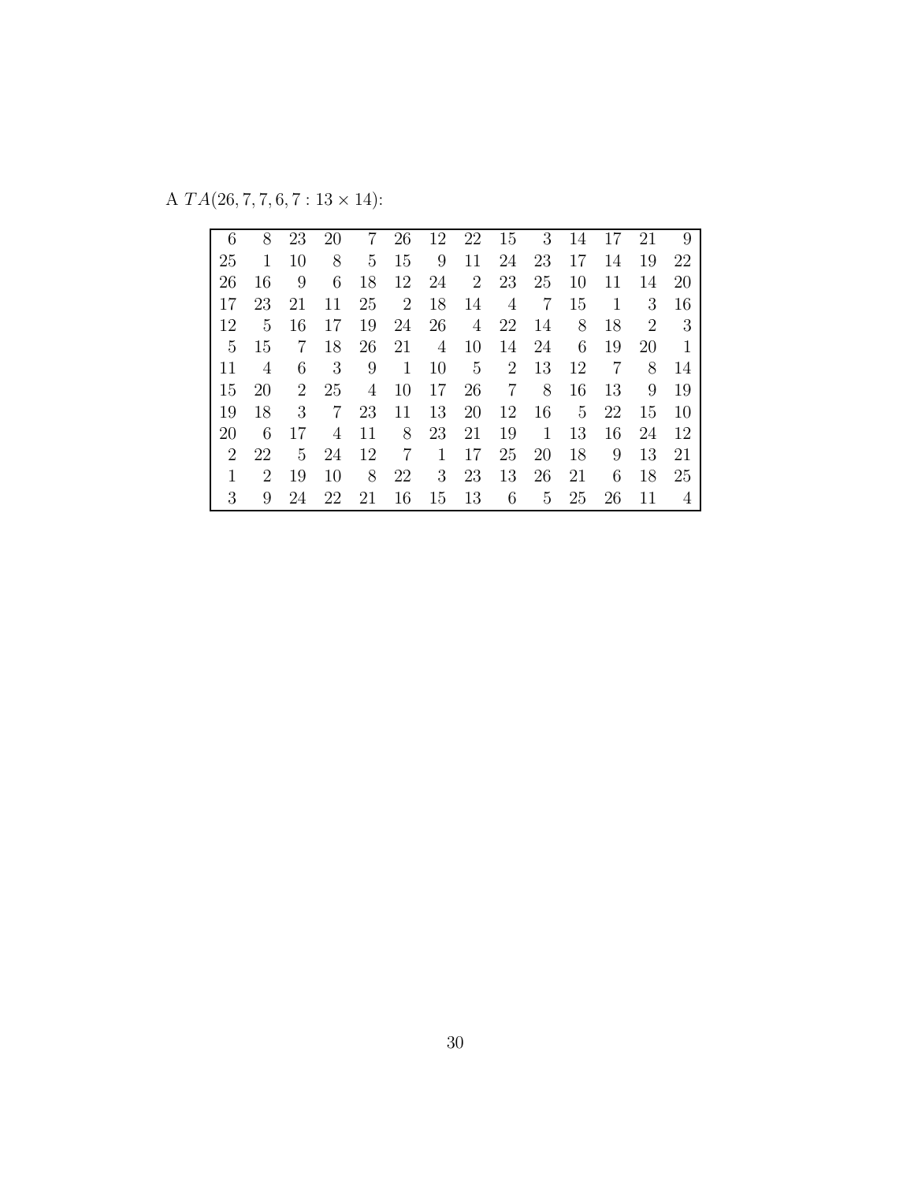A $TA(26, 7, 7, 6, 7 : 13 \times 14)$:

| | | | | | | | | | | | | | |
|---|---|---|---|---|---|---|---|---|---|---|---|---|---|
| 6 | 8 | 23 | 20 | 7 | 26 | 12 | 22 | 15 | 3 | 14 | 17 | 21 | 9 |
| 25 | 1 | 10 | 8 | 5 | 15 | 9 | 11 | 24 | 23 | 17 | 14 | 19 | 22 |
| 26 | 16 | 9 | 6 | 18 | 12 | 24 | 2 | 23 | 25 | 10 | 11 | 14 | 20 |
| 17 | 23 | 21 | 11 | 25 | 2 | 18 | 14 | 4 | 7 | 15 | 1 | 3 | 16 |
| 12 | 5 | 16 | 17 | 19 | 24 | 26 | 4 | 22 | 14 | 8 | 18 | 2 | 3 |
| 5 | 15 | 7 | 18 | 26 | 21 | 4 | 10 | 14 | 24 | 6 | 19 | 20 | 1 |
| 11 | 4 | 6 | 3 | 9 | 1 | 10 | 5 | 2 | 13 | 12 | 7 | 8 | 14 |
| 15 | 20 | 2 | 25 | 4 | 10 | 17 | 26 | 7 | 8 | 16 | 13 | 9 | 19 |
| 19 | 18 | 3 | 7 | 23 | 11 | 13 | 20 | 12 | 16 | 5 | 22 | 15 | 10 |
| 20 | 6 | 17 | 4 | 11 | 8 | 23 | 21 | 19 | 1 | 13 | 16 | 24 | 12 |
| 2 | 22 | 5 | 24 | 12 | 7 | 1 | 17 | 25 | 20 | 18 | 9 | 13 | 21 |
| 1 | 2 | 19 | 10 | 8 | 22 | 3 | 23 | 13 | 26 | 21 | 6 | 18 | 25 |
| 3 | 9 | 24 | 22 | 21 | 16 | 15 | 13 | 6 | 5 | 25 | 26 | 11 | 4 |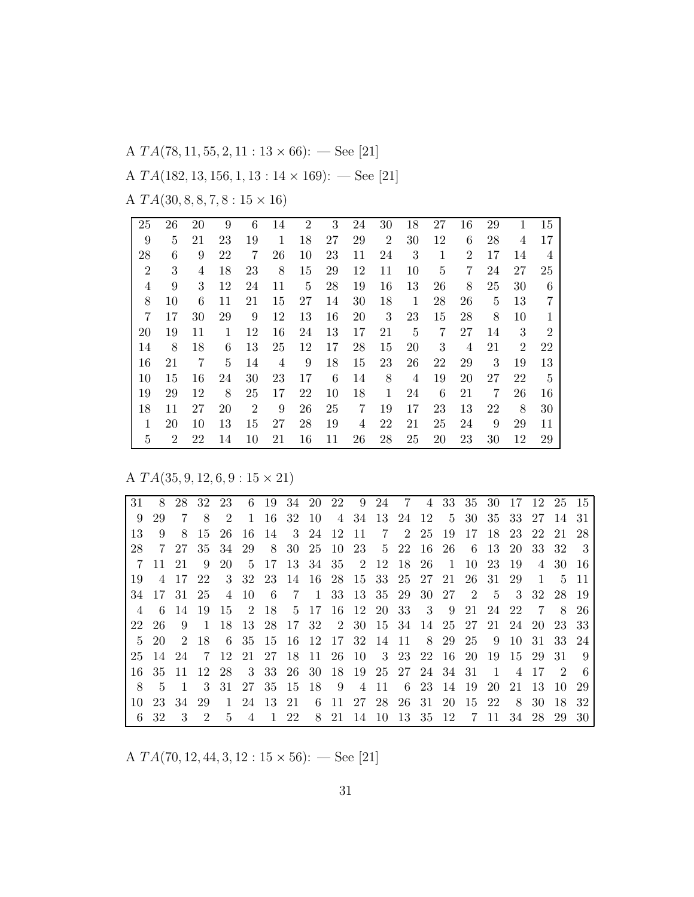A $TA(78, 11, 55, 2, 11 : 13 \times 66)$: — See [21]

A $TA(182, 13, 156, 1, 13 : 14 \times 169)$: — See [21]

A $TA(30, 8, 8, 7, 8 : 15 \times 16)$

| | | | | | | | | | | | | | | | |
|---|---|---|---|---|---|---|---|---|---|---|---|---|---|---|---|
| 25 | 26 | 20 | 9 | 6 | 14 | 2 | 3 | 24 | 30 | 18 | 27 | 16 | 29 | 1 | 15 |
| 9 | 5 | 21 | 23 | 19 | 1 | 18 | 27 | 29 | 2 | 30 | 12 | 6 | 28 | 4 | 17 |
| 28 | 6 | 9 | 22 | 7 | 26 | 10 | 23 | 11 | 24 | 3 | 1 | 2 | 17 | 14 | 4 |
| 2 | 3 | 4 | 18 | 23 | 8 | 15 | 29 | 12 | 11 | 10 | 5 | 7 | 24 | 27 | 25 |
| 4 | 9 | 3 | 12 | 24 | 11 | 5 | 28 | 19 | 16 | 13 | 26 | 8 | 25 | 30 | 6 |
| 8 | 10 | 6 | 11 | 21 | 15 | 27 | 14 | 30 | 18 | 1 | 28 | 26 | 5 | 13 | 7 |
| 7 | 17 | 30 | 29 | 9 | 12 | 13 | 16 | 20 | 3 | 23 | 15 | 28 | 8 | 10 | 1 |
| 20 | 19 | 11 | 1 | 12 | 16 | 24 | 13 | 17 | 21 | 5 | 7 | 27 | 14 | 3 | 2 |
| 14 | 8 | 18 | 6 | 13 | 25 | 12 | 17 | 28 | 15 | 20 | 3 | 4 | 21 | 2 | 22 |
| 16 | 21 | 7 | 5 | 14 | 4 | 9 | 18 | 15 | 23 | 26 | 22 | 29 | 3 | 19 | 13 |
| 10 | 15 | 16 | 24 | 30 | 23 | 17 | 6 | 14 | 8 | 4 | 19 | 20 | 27 | 22 | 5 |
| 19 | 29 | 12 | 8 | 25 | 17 | 22 | 10 | 18 | 1 | 24 | 6 | 21 | 7 | 26 | 16 |
| 18 | 11 | 27 | 20 | 2 | 9 | 26 | 25 | 7 | 19 | 17 | 23 | 13 | 22 | 8 | 30 |
| 1 | 20 | 10 | 13 | 15 | 27 | 28 | 19 | 4 | 22 | 21 | 25 | 24 | 9 | 29 | 11 |
| 5 | 2 | 22 | 14 | 10 | 21 | 16 | 11 | 26 | 28 | 25 | 20 | 23 | 30 | 12 | 29 |

A $TA(35, 9, 12, 6, 9 : 15 \times 21)$

| | | | | | | | | | | | | | | | | | | | | |
|---|---|---|---|---|---|---|---|---|---|---|---|---|---|---|---|---|---|---|---|---|
| 31 | 8 | 28 | 32 | 23 | 6 | 19 | 34 | 20 | 22 | 9 | 24 | 7 | 4 | 33 | 35 | 30 | 17 | 12 | 25 | 15 |
| 9 | 29 | 7 | 8 | 2 | 1 | 16 | 32 | 10 | 4 | 34 | 13 | 24 | 12 | 5 | 30 | 35 | 33 | 27 | 14 | 31 |
| 13 | 9 | 8 | 15 | 26 | 16 | 14 | 3 | 24 | 12 | 11 | 7 | 2 | 25 | 19 | 17 | 18 | 23 | 22 | 21 | 28 |
| 28 | 7 | 27 | 35 | 34 | 29 | 8 | 30 | 25 | 10 | 23 | 5 | 22 | 16 | 26 | 6 | 13 | 20 | 33 | 32 | 3 |
| 7 | 11 | 21 | 9 | 20 | 5 | 17 | 13 | 34 | 35 | 2 | 12 | 18 | 26 | 1 | 10 | 23 | 19 | 4 | 30 | 16 |
| 19 | 4 | 17 | 22 | 3 | 32 | 23 | 14 | 16 | 28 | 15 | 33 | 25 | 27 | 21 | 26 | 31 | 29 | 1 | 5 | 11 |
| 34 | 17 | 31 | 25 | 4 | 10 | 6 | 7 | 1 | 33 | 13 | 35 | 29 | 30 | 27 | 2 | 5 | 3 | 32 | 28 | 19 |
| 4 | 6 | 14 | 19 | 15 | 2 | 18 | 5 | 17 | 16 | 12 | 20 | 33 | 3 | 9 | 21 | 24 | 22 | 7 | 8 | 26 |
| 22 | 26 | 9 | 1 | 18 | 13 | 28 | 17 | 32 | 2 | 30 | 15 | 34 | 14 | 25 | 27 | 21 | 24 | 20 | 23 | 33 |
| 5 | 20 | 2 | 18 | 6 | 35 | 15 | 16 | 12 | 17 | 32 | 14 | 11 | 8 | 29 | 25 | 9 | 10 | 31 | 33 | 24 |
| 25 | 14 | 24 | 7 | 12 | 21 | 27 | 18 | 11 | 26 | 10 | 3 | 23 | 22 | 16 | 20 | 19 | 15 | 29 | 31 | 9 |
| 16 | 35 | 11 | 12 | 28 | 3 | 33 | 26 | 30 | 18 | 19 | 25 | 27 | 24 | 34 | 31 | 1 | 4 | 17 | 2 | 6 |
| 8 | 5 | 1 | 3 | 31 | 27 | 35 | 15 | 18 | 9 | 4 | 11 | 6 | 23 | 14 | 19 | 20 | 21 | 13 | 10 | 29 |
| 10 | 23 | 34 | 29 | 1 | 24 | 13 | 21 | 6 | 11 | 27 | 28 | 26 | 31 | 20 | 15 | 22 | 8 | 30 | 18 | 32 |
| 6 | 32 | 3 | 2 | 5 | 4 | 1 | 22 | 8 | 21 | 14 | 10 | 13 | 35 | 12 | 7 | 11 | 34 | 28 | 29 | 30 |

A $TA(70, 12, 44, 3, 12 : 15 \times 56)$: — See [21]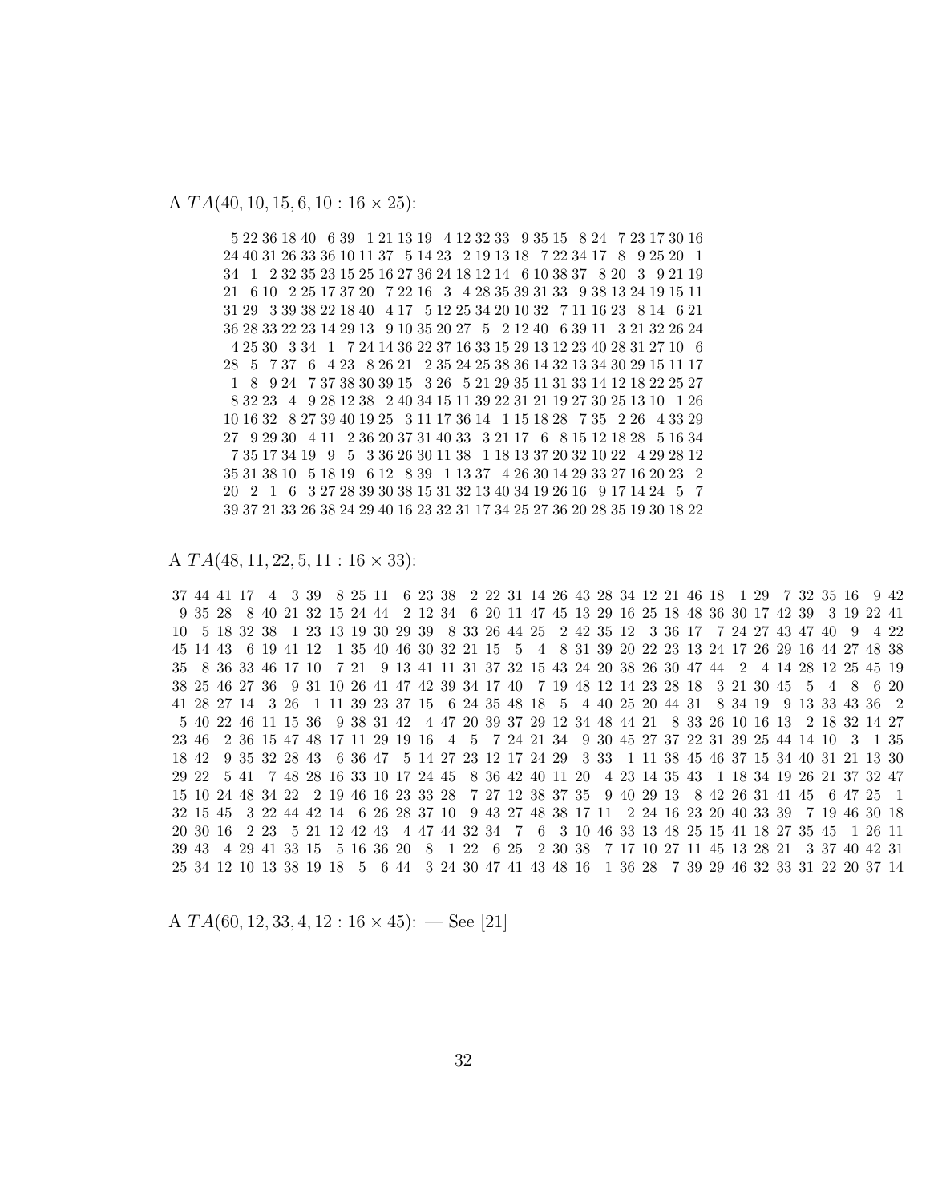A $TA(40, 10, 15, 6, 10 : 16 \times 25)$:

| | | | | | | | | | | | | | | | | | | | | | | | | |
|---|---|---|---|---|---|---|---|---|---|---|---|---|---|---|---|---|---|---|---|---|---|---|---|---|
| 5 | 22 | 36 | 18 | 40 | 6 | 39 | 1 | 21 | 13 | 19 | 4 | 12 | 32 | 33 | 9 | 35 | 15 | 8 | 24 | 7 | 23 | 17 | 30 | 16 |
| 24 | 40 | 31 | 26 | 33 | 36 | 10 | 11 | 37 | 5 | 14 | 23 | 2 | 19 | 13 | 18 | 7 | 22 | 34 | 17 | 8 | 9 | 25 | 20 | 1 |
| 34 | 1 | 2 | 32 | 35 | 23 | 15 | 25 | 16 | 27 | 36 | 24 | 18 | 12 | 14 | 6 | 10 | 38 | 37 | 8 | 20 | 3 | 9 | 21 | 19 |
| 21 | 6 | 10 | 2 | 25 | 17 | 37 | 20 | 7 | 22 | 16 | 3 | 4 | 28 | 35 | 39 | 31 | 33 | 9 | 38 | 13 | 24 | 19 | 15 | 11 |
| 31 | 29 | 3 | 39 | 38 | 22 | 18 | 40 | 4 | 17 | 5 | 12 | 25 | 34 | 20 | 10 | 32 | 7 | 11 | 16 | 23 | 8 | 14 | 6 | 21 |
| 36 | 28 | 33 | 22 | 23 | 14 | 29 | 13 | 9 | 10 | 35 | 20 | 27 | 5 | 2 | 12 | 40 | 6 | 39 | 11 | 3 | 21 | 32 | 26 | 24 |
| 4 | 25 | 30 | 3 | 34 | 1 | 7 | 24 | 14 | 36 | 22 | 37 | 16 | 33 | 15 | 29 | 13 | 12 | 23 | 40 | 28 | 31 | 27 | 10 | 6 |
| 28 | 5 | 7 | 37 | 6 | 4 | 23 | 8 | 26 | 21 | 2 | 35 | 24 | 25 | 38 | 36 | 14 | 32 | 13 | 34 | 30 | 29 | 15 | 11 | 17 |
| 1 | 8 | 9 | 24 | 7 | 37 | 38 | 30 | 39 | 15 | 3 | 26 | 5 | 21 | 29 | 35 | 11 | 31 | 33 | 14 | 12 | 18 | 22 | 25 | 27 |
| 8 | 32 | 23 | 4 | 9 | 28 | 12 | 38 | 2 | 40 | 34 | 15 | 11 | 39 | 22 | 31 | 21 | 19 | 27 | 30 | 25 | 13 | 10 | 1 | 26 |
| 10 | 16 | 32 | 8 | 27 | 39 | 40 | 19 | 25 | 3 | 11 | 17 | 36 | 14 | 1 | 15 | 18 | 28 | 7 | 35 | 2 | 26 | 4 | 33 | 29 |
| 27 | 9 | 29 | 30 | 4 | 11 | 2 | 36 | 20 | 37 | 31 | 40 | 33 | 3 | 21 | 17 | 6 | 8 | 15 | 12 | 18 | 28 | 5 | 16 | 34 |
| 7 | 35 | 17 | 34 | 19 | 9 | 5 | 3 | 36 | 26 | 30 | 11 | 38 | 1 | 18 | 13 | 37 | 20 | 32 | 10 | 22 | 4 | 29 | 28 | 12 |
| 35 | 31 | 38 | 10 | 5 | 18 | 19 | 6 | 12 | 8 | 39 | 1 | 13 | 37 | 4 | 26 | 30 | 14 | 29 | 33 | 27 | 16 | 20 | 23 | 2 |
| 20 | 2 | 1 | 6 | 3 | 27 | 28 | 39 | 30 | 38 | 15 | 31 | 32 | 13 | 40 | 34 | 19 | 26 | 16 | 9 | 17 | 14 | 24 | 5 | 7 |
| 39 | 37 | 21 | 33 | 26 | 38 | 24 | 29 | 40 | 16 | 23 | 32 | 31 | 17 | 34 | 25 | 27 | 36 | 20 | 28 | 35 | 19 | 30 | 18 | 22 |

A $TA(48, 11, 22, 5, 11 : 16 \times 33)$:

| | | | | | | | | | | | | | | | | | | | | | | | | | | | | | | | | |
|---|---|---|---|---|---|---|---|---|---|---|---|---|---|---|---|---|---|---|---|---|---|---|---|---|---|---|---|---|---|---|---|---|
| 37 | 44 | 41 | 17 | 4 | 3 | 39 | 8 | 25 | 11 | 6 | 23 | 38 | 2 | 22 | 31 | 14 | 26 | 43 | 28 | 34 | 12 | 21 | 46 | 18 | 1 | 29 | 7 | 32 | 35 | 16 | 9 | 42 |
| 9 | 35 | 28 | 8 | 40 | 21 | 32 | 15 | 24 | 44 | 2 | 12 | 34 | 6 | 20 | 11 | 47 | 45 | 13 | 29 | 16 | 25 | 18 | 48 | 36 | 30 | 17 | 42 | 39 | 3 | 19 | 22 | 41 |
| 10 | 5 | 18 | 32 | 38 | 1 | 23 | 13 | 19 | 30 | 29 | 39 | 8 | 33 | 26 | 44 | 25 | 2 | 42 | 35 | 12 | 3 | 36 | 17 | 7 | 24 | 27 | 43 | 47 | 40 | 9 | 4 | 22 |
| 45 | 14 | 43 | 6 | 19 | 41 | 12 | 1 | 35 | 40 | 46 | 30 | 32 | 21 | 15 | 5 | 4 | 8 | 31 | 39 | 20 | 22 | 23 | 13 | 24 | 17 | 26 | 29 | 16 | 44 | 27 | 48 | 38 |
| 35 | 8 | 36 | 33 | 46 | 17 | 10 | 7 | 21 | 9 | 13 | 41 | 11 | 31 | 37 | 32 | 15 | 43 | 24 | 20 | 38 | 26 | 30 | 47 | 44 | 2 | 4 | 14 | 28 | 12 | 25 | 45 | 19 |
| 38 | 25 | 46 | 27 | 36 | 9 | 31 | 10 | 26 | 41 | 47 | 42 | 39 | 34 | 17 | 40 | 7 | 19 | 48 | 12 | 14 | 23 | 28 | 18 | 3 | 21 | 30 | 45 | 5 | 4 | 8 | 6 | 20 |
| 41 | 28 | 27 | 14 | 3 | 26 | 1 | 11 | 39 | 23 | 37 | 15 | 6 | 24 | 35 | 48 | 18 | 5 | 4 | 40 | 25 | 20 | 44 | 31 | 8 | 34 | 19 | 9 | 13 | 33 | 43 | 36 | 2 |
| 5 | 40 | 22 | 46 | 11 | 15 | 36 | 9 | 38 | 31 | 42 | 4 | 47 | 20 | 39 | 37 | 29 | 12 | 34 | 48 | 44 | 21 | 8 | 33 | 26 | 10 | 16 | 13 | 2 | 18 | 32 | 14 | 27 |
| 23 | 46 | 2 | 36 | 15 | 47 | 48 | 17 | 11 | 29 | 19 | 16 | 4 | 5 | 7 | 24 | 21 | 34 | 9 | 30 | 45 | 27 | 37 | 22 | 31 | 39 | 25 | 44 | 14 | 10 | 3 | 1 | 35 |
| 18 | 42 | 9 | 35 | 32 | 28 | 43 | 6 | 36 | 47 | 5 | 14 | 27 | 23 | 12 | 17 | 24 | 29 | 3 | 33 | 1 | 11 | 38 | 45 | 46 | 37 | 15 | 34 | 40 | 31 | 21 | 13 | 30 |
| 29 | 22 | 5 | 41 | 7 | 48 | 28 | 16 | 33 | 10 | 17 | 24 | 45 | 8 | 36 | 42 | 40 | 11 | 20 | 4 | 23 | 14 | 35 | 43 | 1 | 18 | 34 | 19 | 26 | 21 | 37 | 32 | 47 |
| 15 | 10 | 24 | 48 | 34 | 22 | 2 | 19 | 46 | 16 | 23 | 33 | 28 | 7 | 27 | 12 | 38 | 37 | 35 | 9 | 40 | 29 | 13 | 8 | 42 | 26 | 31 | 41 | 45 | 6 | 47 | 25 | 1 |
| 32 | 15 | 45 | 3 | 22 | 44 | 42 | 14 | 6 | 26 | 28 | 37 | 10 | 9 | 43 | 27 | 48 | 38 | 17 | 11 | 2 | 24 | 16 | 23 | 20 | 40 | 33 | 39 | 7 | 19 | 46 | 30 | 18 |
| 20 | 30 | 16 | 2 | 23 | 5 | 21 | 12 | 42 | 43 | 4 | 47 | 44 | 32 | 34 | 7 | 6 | 3 | 10 | 46 | 33 | 13 | 48 | 25 | 15 | 41 | 18 | 27 | 35 | 45 | 1 | 26 | 11 |
| 39 | 43 | 4 | 29 | 41 | 33 | 15 | 5 | 16 | 36 | 20 | 8 | 1 | 22 | 6 | 25 | 2 | 30 | 38 | 7 | 17 | 10 | 27 | 11 | 45 | 13 | 28 | 21 | 3 | 37 | 40 | 42 | 31 |
| 25 | 34 | 12 | 10 | 13 | 38 | 19 | 18 | 5 | 6 | 44 | 3 | 24 | 30 | 47 | 41 | 43 | 48 | 16 | 1 | 36 | 28 | 7 | 39 | 29 | 46 | 32 | 33 | 31 | 22 | 20 | 37 | 14 |

A $TA(60, 12, 33, 4, 12 : 16 \times 45)$: — See [21]